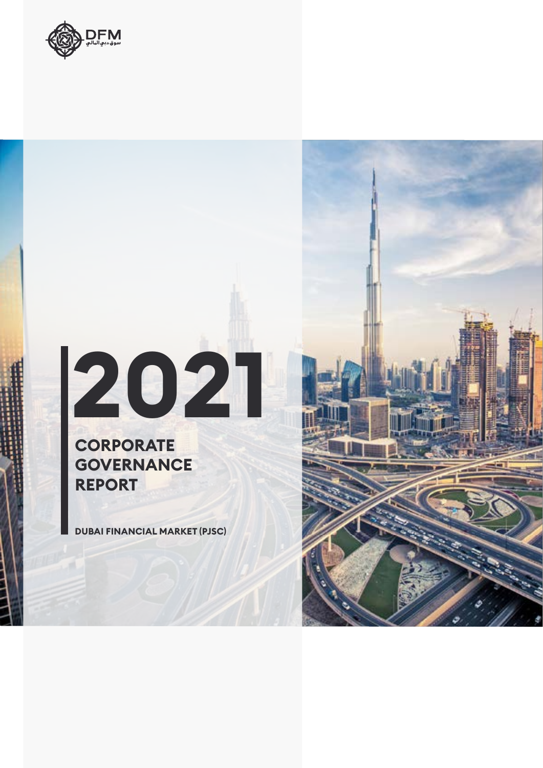DFM
سوق دبي المالي

# 2021

## CORPORATE GOVERNANCE REPORT

**DUBAI FINANCIAL MARKET (PJSC)**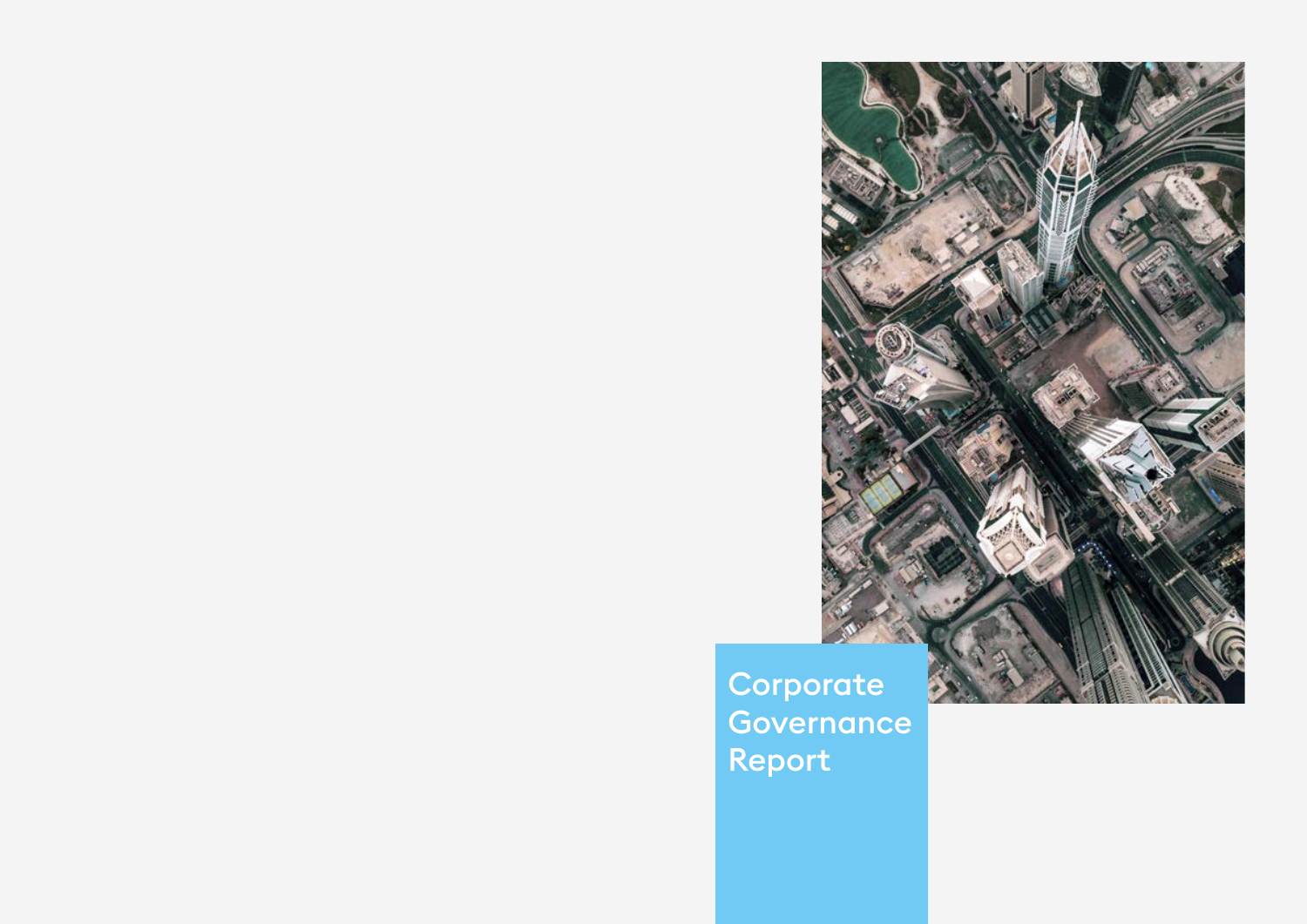# Corporate Governance Report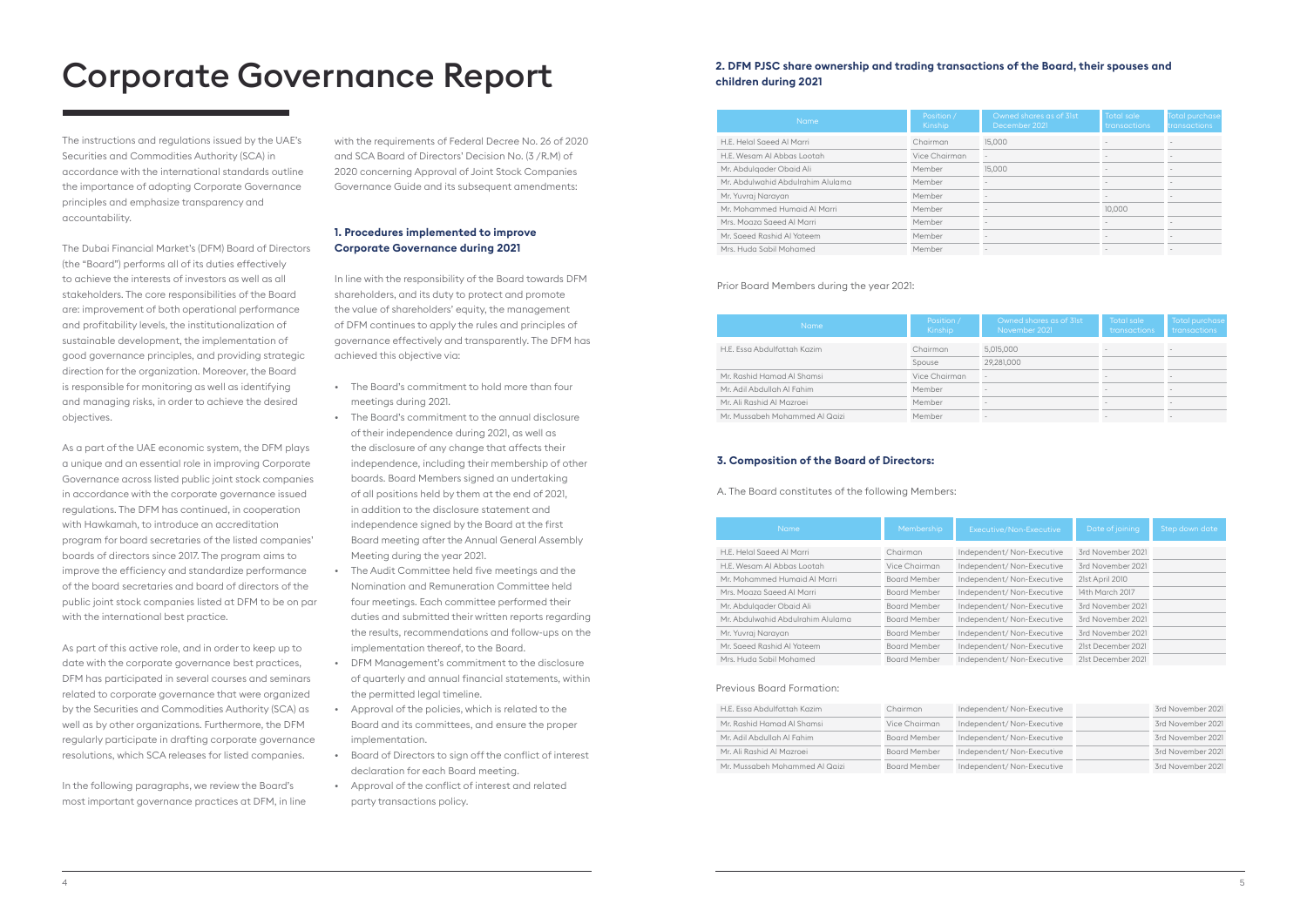# Corporate Governance Report

The instructions and regulations issued by the UAE's Securities and Commodities Authority (SCA) in accordance with the international standards outline the importance of adopting Corporate Governance principles and emphasize transparency and accountability.

The Dubai Financial Market's (DFM) Board of Directors (the "Board") performs all of its duties effectively to achieve the interests of investors as well as all stakeholders. The core responsibilities of the Board are: improvement of both operational performance and profitability levels, the institutionalization of sustainable development, the implementation of good governance principles, and providing strategic direction for the organization. Moreover, the Board is responsible for monitoring as well as identifying and managing risks, in order to achieve the desired objectives.

As a part of the UAE economic system, the DFM plays a unique and an essential role in improving Corporate Governance across listed public joint stock companies in accordance with the corporate governance issued regulations. The DFM has continued, in cooperation with Hawkamah, to introduce an accreditation program for board secretaries of the listed companies' boards of directors since 2017. The program aims to improve the efficiency and standardize performance of the board secretaries and board of directors of the public joint stock companies listed at DFM to be on par with the international best practice.

As part of this active role, and in order to keep up to date with the corporate governance best practices, DFM has participated in several courses and seminars related to corporate governance that were organized by the Securities and Commodities Authority (SCA) as well as by other organizations. Furthermore, the DFM regularly participate in drafting corporate governance resolutions, which SCA releases for listed companies.

In the following paragraphs, we review the Board's most important governance practices at DFM, in line with the requirements of Federal Decree No. 26 of 2020 and SCA Board of Directors' Decision No. (3 /R.M) of 2020 concerning Approval of Joint Stock Companies Governance Guide and its subsequent amendments:

### 1. Procedures implemented to improve Corporate Governance during 2021

In line with the responsibility of the Board towards DFM shareholders, and its duty to protect and promote the value of shareholders' equity, the management of DFM continues to apply the rules and principles of governance effectively and transparently. The DFM has achieved this objective via:

- The Board's commitment to hold more than four meetings during 2021.
- The Board's commitment to the annual disclosure of their independence during 2021, as well as the disclosure of any change that affects their independence, including their membership of other boards. Board Members signed an undertaking of all positions held by them at the end of 2021, in addition to the disclosure statement and independence signed by the Board at the first Board meeting after the Annual General Assembly Meeting during the year 2021.
- The Audit Committee held five meetings and the Nomination and Remuneration Committee held four meetings. Each committee performed their duties and submitted their written reports regarding the results, recommendations and follow-ups on the implementation thereof, to the Board.
- DFM Management's commitment to the disclosure of quarterly and annual financial statements, within the permitted legal timeline.
- Approval of the policies, which is related to the Board and its committees, and ensure the proper implementation.
- Board of Directors to sign off the conflict of interest declaration for each Board meeting.
- Approval of the conflict of interest and related party transactions policy.

### 2. DFM PJSC share ownership and trading transactions of the Board, their spouses and children during 2021

| Name | Position / Kinship | Owned shares as of 31st December 2021 | Total sale transactions | Total purchase transactions |
|---|---|---|---|---|
| H.E. Helal Saeed Al Marri | Chairman | 15,000 | - | - |
| H.E. Wesam Al Abbas Lootah | Vice Chairman | - | - | - |
| Mr. Abdulqader Obaid Ali | Member | 15,000 | - | - |
| Mr. Abdulwahid Abdulrahim Alulama | Member | - | - | - |
| Mr. Yuvraj Narayan | Member | - | - | - |
| Mr. Mohammed Humaid Al Marri | Member | - | 10,000 | |
| Mrs. Moaza Saeed Al Marri | Member | - | - | - |
| Mr. Saeed Rashid Al Yateem | Member | - | - | - |
| Mrs. Huda Sabil Mohamed | Member | - | - | - |

Prior Board Members during the year 2021:

| Name | Position / Kinship | Owned shares as of 31st November 2021 | Total sale transactions | Total purchase transactions |
|---|---|---|---|---|
| H.E. Essa Abdulfattah Kazim | Chairman | 5,015,000 | - | - |
| | Spouse | 29,281,000 | | |
| Mr. Rashid Hamad Al Shamsi | Vice Chairman | - | - | - |
| Mr. Adil Abdullah Al Fahim | Member | - | - | - |
| Mr. Ali Rashid Al Mazroei | Member | - | - | - |
| Mr. Mussabeh Mohammed Al Qaizi | Member | - | - | - |

### 3. Composition of the Board of Directors:

A. The Board constitutes of the following Members:

| Name | Membership | Executive/Non-Executive | Date of joining | Step down date |
|---|---|---|---|---|
| H.E. Helal Saeed Al Marri | Chairman | Independent/ Non-Executive | 3rd November 2021 | |
| H.E. Wesam Al Abbas Lootah | Vice Chairman | Independent/ Non-Executive | 3rd November 2021 | |
| Mr. Mohammed Humaid Al Marri | Board Member | Independent/ Non-Executive | 21st April 2010 | |
| Mrs. Moaza Saeed Al Marri | Board Member | Independent/ Non-Executive | 14th March 2017 | |
| Mr. Abdulqader Obaid Ali | Board Member | Independent/ Non-Executive | 3rd November 2021 | |
| Mr. Abdulwahid Abdulrahim Alulama | Board Member | Independent/ Non-Executive | 3rd November 2021 | |
| Mr. Yuvraj Narayan | Board Member | Independent/ Non-Executive | 3rd November 2021 | |
| Mr. Saeed Rashid Al Yateem | Board Member | Independent/ Non-Executive | 21st December 2021 | |
| Mrs. Huda Sabil Mohamed | Board Member | Independent/ Non-Executive | 21st December 2021 | |

Previous Board Formation:

| Name | Membership | Executive/Non-Executive | Date of joining | Step down date |
|---|---|---|---|---|
| H.E. Essa Abdulfattah Kazim | Chairman | Independent/ Non-Executive | | 3rd November 2021 |
| Mr. Rashid Hamad Al Shamsi | Vice Chairman | Independent/ Non-Executive | | 3rd November 2021 |
| Mr. Adil Abdullah Al Fahim | Board Member | Independent/ Non-Executive | | 3rd November 2021 |
| Mr. Ali Rashid Al Mazroei | Board Member | Independent/ Non-Executive | | 3rd November 2021 |
| Mr. Mussabeh Mohammed Al Qaizi | Board Member | Independent/ Non-Executive | | 3rd November 2021 |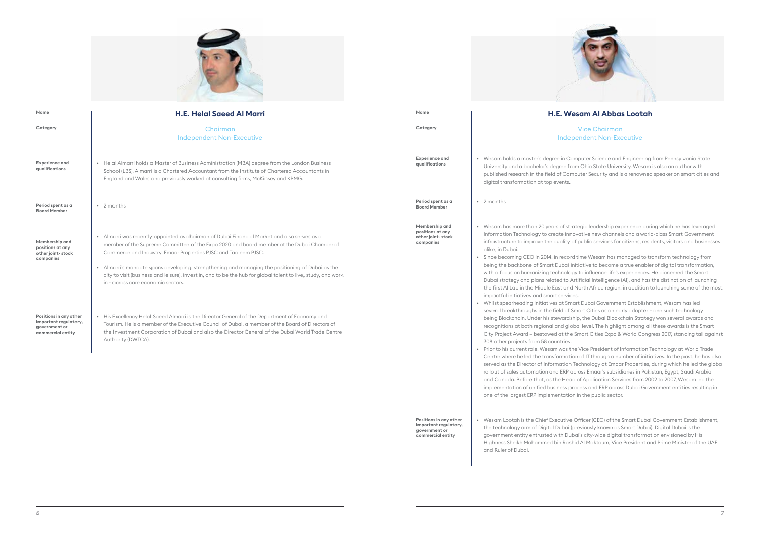## H.E. Helal Saeed Al Marri

| | |
|---|---|
| **Name** | **H.E. Helal Saeed Al Marri** |
| **Category** | Chairman<br>Independent Non-Executive |
| **Experience and qualifications** | • Helal Almarri holds a Master of Business Administration (MBA) degree from the London Business School (LBS). Almarri is a Chartered Accountant from the Institute of Chartered Accountants in England and Wales and previously worked at consulting firms, McKinsey and KPMG. |
| **Period spent as a Board Member** | • 2 months |
| **Membership and positions at any other joint- stock companies** | • Almarri was recently appointed as chairman of Dubai Financial Market and also serves as a member of the Supreme Committee of the Expo 2020 and board member at the Dubai Chamber of Commerce and Industry, Emaar Properties PJSC and Taaleem PJSC.<br>• Almarri's mandate spans developing, strengthening and managing the positioning of Dubai as the city to visit (business and leisure), invest in, and to be the hub for global talent to live, study, and work in - across core economic sectors. |
| **Positions in any other important regulatory, government or commercial entity** | • His Excellency Helal Saeed Almarri is the Director General of the Department of Economy and Tourism. He is a member of the Executive Council of Dubai, a member of the Board of Directors of the Investment Corporation of Dubai and also the Director General of the Dubai World Trade Centre Authority (DWTCA). |

## H.E. Wesam Al Abbas Lootah

| | |
|---|---|
| **Name** | **H.E. Wesam Al Abbas Lootah** |
| **Category** | Vice Chairman<br>Independent Non-Executive |
| **Experience and qualifications** | • Wesam holds a master's degree in Computer Science and Engineering from Pennsylvania State University and a bachelor's degree from Ohio State University. Wesam is also an author with published research in the field of Computer Security and is a renowned speaker on smart cities and digital transformation at top events. |
| **Period spent as a Board Member** | • 2 months |
| **Membership and positions at any other joint- stock companies** | • Wesam has more than 20 years of strategic leadership experience during which he has leveraged Information Technology to create innovative new channels and a world-class Smart Government infrastructure to improve the quality of public services for citizens, residents, visitors and businesses alike, in Dubai.<br>• Since becoming CEO in 2014, in record time Wesam has managed to transform technology from being the backbone of Smart Dubai initiative to become a true enabler of digital transformation, with a focus on humanizing technology to influence life's experiences. He pioneered the Smart Dubai strategy and plans related to Artificial Intelligence (AI), and has the distinction of launching the first AI Lab in the Middle East and North Africa region, in addition to launching some of the most impactful initiatives and smart services.<br>• Whilst spearheading initiatives at Smart Dubai Government Establishment, Wesam has led several breakthroughs in the field of Smart Cities as an early adopter – one such technology being Blockchain. Under his stewardship, the Dubai Blockchain Strategy won several awards and recognitions at both regional and global level. The highlight among all these awards is the Smart City Project Award – bestowed at the Smart Cities Expo & World Congress 2017, standing tall against 308 other projects from 58 countries.<br>• Prior to his current role, Wesam was the Vice President of Information Technology at World Trade Centre where he led the transformation of IT through a number of initiatives. In the past, he has also served as the Director of Information Technology at Emaar Properties, during which he led the global rollout of sales automation and ERP across Emaar's subsidiaries in Pakistan, Egypt, Saudi Arabia and Canada. Before that, as the Head of Application Services from 2002 to 2007, Wesam led the implementation of unified business process and ERP across Dubai Government entities resulting in one of the largest ERP implementation in the public sector. |
| **Positions in any other important regulatory, government or commercial entity** | • Wesam Lootah is the Chief Executive Officer (CEO) of the Smart Dubai Government Establishment, the technology arm of Digital Dubai (previously known as Smart Dubai). Digital Dubai is the government entity entrusted with Dubai's city-wide digital transformation envisioned by His Highness Sheikh Mohammed bin Rashid Al Maktoum, Vice President and Prime Minister of the UAE and Ruler of Dubai. |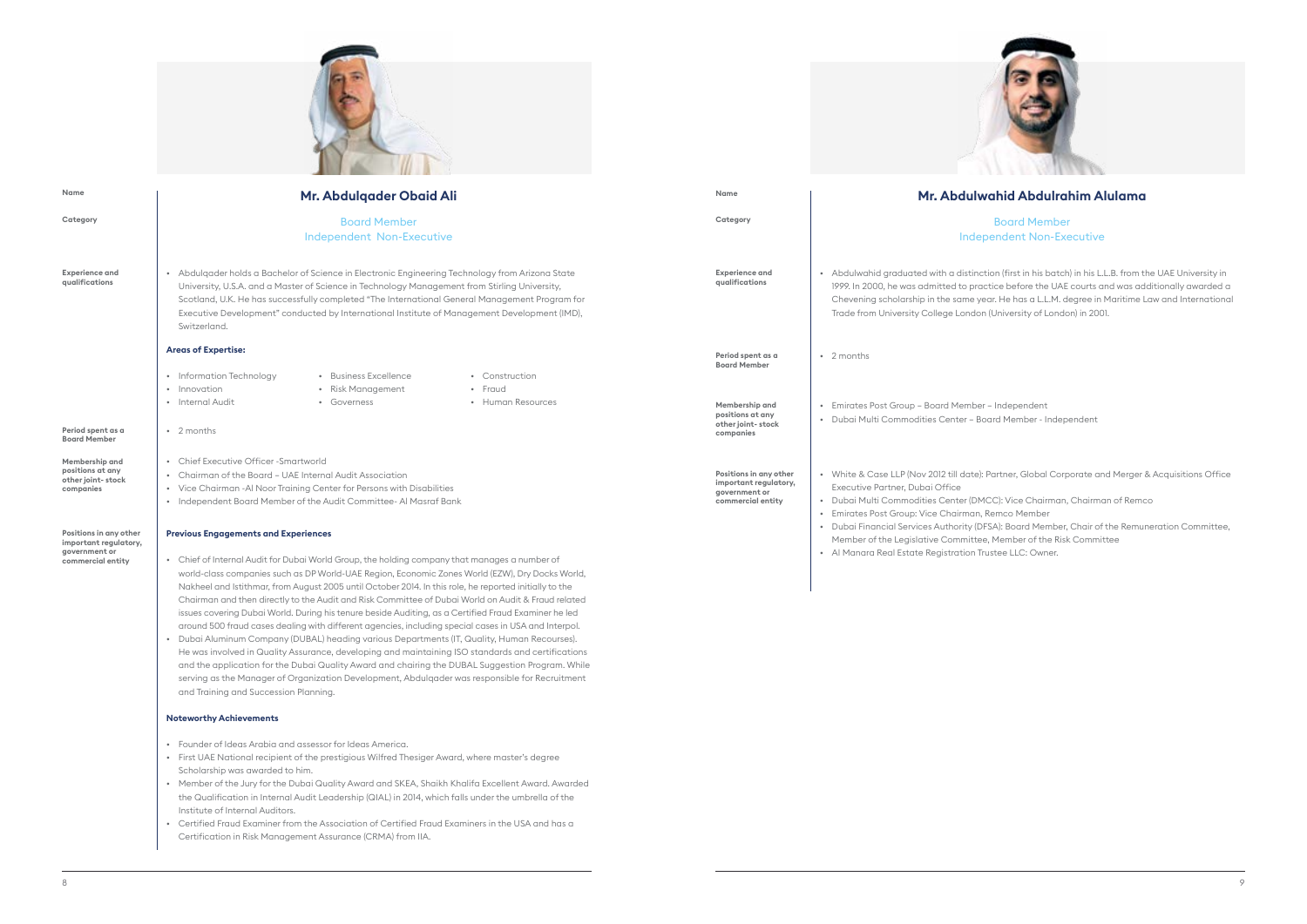## Mr. Abdulqader Obaid Ali

**Name:** Mr. Abdulqader Obaid Ali

**Category:** Board Member, Independent Non-Executive

**Experience and qualifications**

- Abdulqader holds a Bachelor of Science in Electronic Engineering Technology from Arizona State University, U.S.A. and a Master of Science in Technology Management from Stirling University, Scotland, U.K. He has successfully completed "The International General Management Program for Executive Development" conducted by International Institute of Management Development (IMD), Switzerland.

**Areas of Expertise:**

- Information Technology
- Innovation
- Internal Audit
- Business Excellence
- Risk Management
- Governess
- Construction
- Fraud
- Human Resources

**Period spent as a Board Member**

- 2 months

**Membership and positions at any other joint- stock companies**

- Chief Executive Officer -Smartworld
- Chairman of the Board – UAE Internal Audit Association
- Vice Chairman -Al Noor Training Center for Persons with Disabilities
- Independent Board Member of the Audit Committee- Al Masraf Bank

**Positions in any other important regulatory, government or commercial entity**

**Previous Engagements and Experiences**

- Chief of Internal Audit for Dubai World Group, the holding company that manages a number of world-class companies such as DP World-UAE Region, Economic Zones World (EZW), Dry Docks World, Nakheel and Istithmar, from August 2005 until October 2014. In this role, he reported initially to the Chairman and then directly to the Audit and Risk Committee of Dubai World on Audit & Fraud related issues covering Dubai World. During his tenure beside Auditing, as a Certified Fraud Examiner he led around 500 fraud cases dealing with different agencies, including special cases in USA and Interpol.
- Dubai Aluminum Company (DUBAL) heading various Departments (IT, Quality, Human Recourses). He was involved in Quality Assurance, developing and maintaining ISO standards and certifications and the application for the Dubai Quality Award and chairing the DUBAL Suggestion Program. While serving as the Manager of Organization Development, Abdulqader was responsible for Recruitment and Training and Succession Planning.

**Noteworthy Achievements**

- Founder of Ideas Arabia and assessor for Ideas America.
- First UAE National recipient of the prestigious Wilfred Thesiger Award, where master's degree Scholarship was awarded to him.
- Member of the Jury for the Dubai Quality Award and SKEA, Shaikh Khalifa Excellent Award. Awarded the Qualification in Internal Audit Leadership (QIAL) in 2014, which falls under the umbrella of the Institute of Internal Auditors.
- Certified Fraud Examiner from the Association of Certified Fraud Examiners in the USA and has a Certification in Risk Management Assurance (CRMA) from IIA.

## Mr. Abdulwahid Abdulrahim Alulama

**Name:** Mr. Abdulwahid Abdulrahim Alulama

**Category:** Board Member, Independent Non-Executive

**Experience and qualifications**

- Abdulwahid graduated with a distinction (first in his batch) in his L.L.B. from the UAE University in 1999. In 2000, he was admitted to practice before the UAE courts and was additionally awarded a Chevening scholarship in the same year. He has a L.L.M. degree in Maritime Law and International Trade from University College London (University of London) in 2001.

**Period spent as a Board Member**

- 2 months

**Membership and positions at any other joint- stock companies**

- Emirates Post Group – Board Member – Independent
- Dubai Multi Commodities Center – Board Member - Independent

**Positions in any other important regulatory, government or commercial entity**

- White & Case LLP (Nov 2012 till date): Partner, Global Corporate and Merger & Acquisitions Office Executive Partner, Dubai Office
- Dubai Multi Commodities Center (DMCC): Vice Chairman, Chairman of Remco
- Emirates Post Group: Vice Chairman, Remco Member
- Dubai Financial Services Authority (DFSA): Board Member, Chair of the Remuneration Committee, Member of the Legislative Committee, Member of the Risk Committee
- Al Manara Real Estate Registration Trustee LLC: Owner.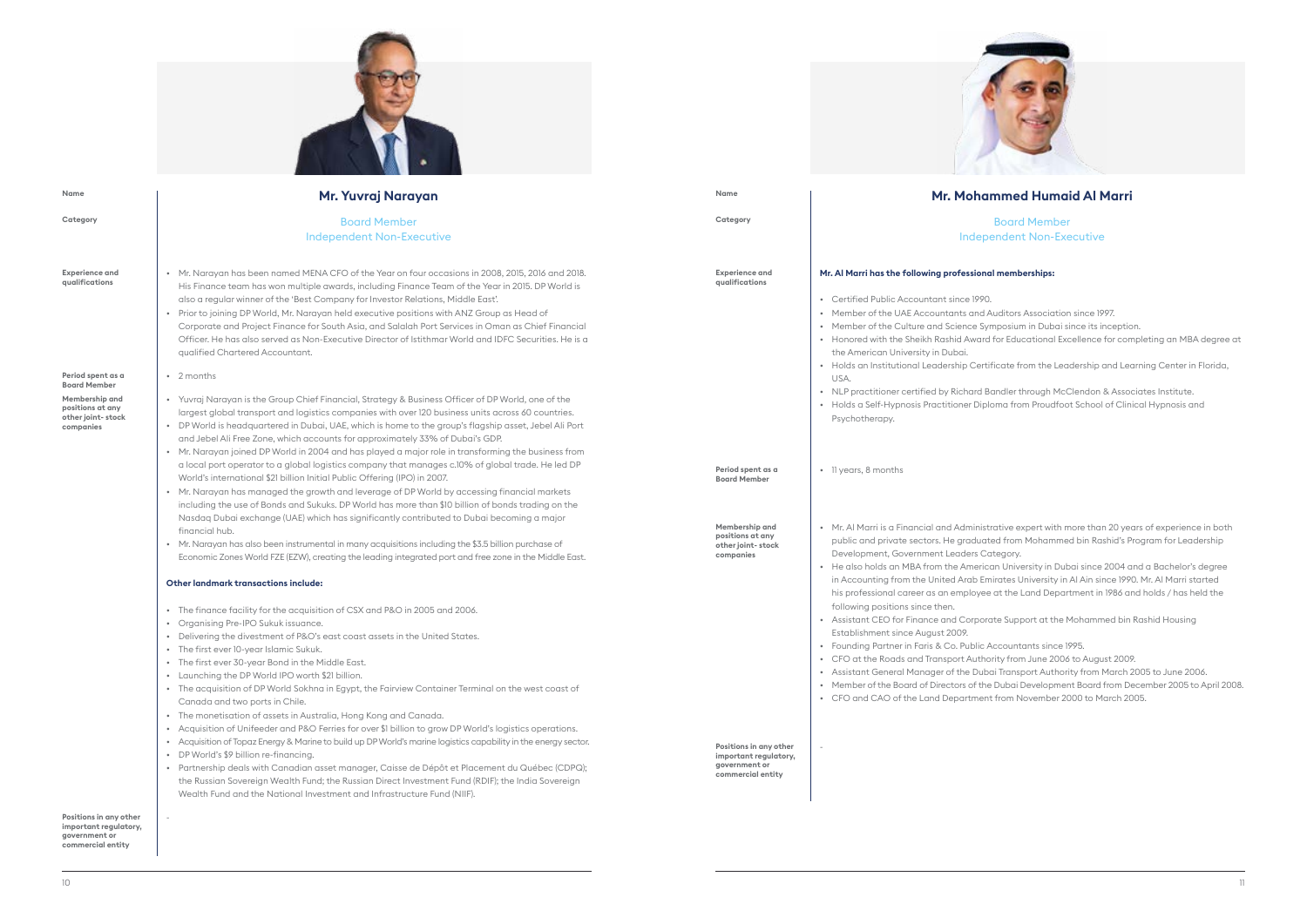## Mr. Yuvraj Narayan

**Name**: Mr. Yuvraj Narayan

**Category**: Board Member
Independent Non-Executive

**Experience and qualifications**

- Mr. Narayan has been named MENA CFO of the Year on four occasions in 2008, 2015, 2016 and 2018. His Finance team has won multiple awards, including Finance Team of the Year in 2015. DP World is also a regular winner of the 'Best Company for Investor Relations, Middle East'.
- Prior to joining DP World, Mr. Narayan held executive positions with ANZ Group as Head of Corporate and Project Finance for South Asia, and Salalah Port Services in Oman as Chief Financial Officer. He has also served as Non-Executive Director of Istithmar World and IDFC Securities. He is a qualified Chartered Accountant.

**Period spent as a Board Member**

- 2 months

**Membership and positions at any other joint- stock companies**

- Yuvraj Narayan is the Group Chief Financial, Strategy & Business Officer of DP World, one of the largest global transport and logistics companies with over 120 business units across 60 countries.
- DP World is headquartered in Dubai, UAE, which is home to the group's flagship asset, Jebel Ali Port and Jebel Ali Free Zone, which accounts for approximately 33% of Dubai's GDP.
- Mr. Narayan joined DP World in 2004 and has played a major role in transforming the business from a local port operator to a global logistics company that manages c.10% of global trade. He led DP World's international $21 billion Initial Public Offering (IPO) in 2007.
- Mr. Narayan has managed the growth and leverage of DP World by accessing financial markets including the use of Bonds and Sukuks. DP World has more than $10 billion of bonds trading on the Nasdaq Dubai exchange (UAE) which has significantly contributed to Dubai becoming a major financial hub.
- Mr. Narayan has also been instrumental in many acquisitions including the $3.5 billion purchase of Economic Zones World FZE (EZW), creating the leading integrated port and free zone in the Middle East.

**Other landmark transactions include:**

- The finance facility for the acquisition of CSX and P&O in 2005 and 2006.
- Organising Pre-IPO Sukuk issuance.
- Delivering the divestment of P&O's east coast assets in the United States.
- The first ever 10-year Islamic Sukuk.
- The first ever 30-year Bond in the Middle East.
- Launching the DP World IPO worth $21 billion.
- The acquisition of DP World Sokhna in Egypt, the Fairview Container Terminal on the west coast of Canada and two ports in Chile.
- The monetisation of assets in Australia, Hong Kong and Canada.
- Acquisition of Unifeeder and P&O Ferries for over $1 billion to grow DP World's logistics operations.
- Acquisition of Topaz Energy & Marine to build up DP World's marine logistics capability in the energy sector.
- DP World's $9 billion re-financing.
- Partnership deals with Canadian asset manager, Caisse de Dépôt et Placement du Québec (CDPQ); the Russian Sovereign Wealth Fund; the Russian Direct Investment Fund (RDIF); the India Sovereign Wealth Fund and the National Investment and Infrastructure Fund (NIIF).

**Positions in any other important regulatory, government or commercial entity**

-

## Mr. Mohammed Humaid Al Marri

**Name**: Mr. Mohammed Humaid Al Marri

**Category**: Board Member
Independent Non-Executive

**Experience and qualifications**

**Mr. Al Marri has the following professional memberships:**

- Certified Public Accountant since 1990.
- Member of the UAE Accountants and Auditors Association since 1997.
- Member of the Culture and Science Symposium in Dubai since its inception.
- Honored with the Sheikh Rashid Award for Educational Excellence for completing an MBA degree at the American University in Dubai.
- Holds an Institutional Leadership Certificate from the Leadership and Learning Center in Florida, USA.
- NLP practitioner certified by Richard Bandler through McClendon & Associates Institute.
- Holds a Self-Hypnosis Practitioner Diploma from Proudfoot School of Clinical Hypnosis and Psychotherapy.

**Period spent as a Board Member**

- 11 years, 8 months

**Membership and positions at any other joint- stock companies**

- Mr. Al Marri is a Financial and Administrative expert with more than 20 years of experience in both public and private sectors. He graduated from Mohammed bin Rashid's Program for Leadership Development, Government Leaders Category.
- He also holds an MBA from the American University in Dubai since 2004 and a Bachelor's degree in Accounting from the United Arab Emirates University in Al Ain since 1990. Mr. Al Marri started his professional career as an employee at the Land Department in 1986 and holds / has held the following positions since then.
- Assistant CEO for Finance and Corporate Support at the Mohammed bin Rashid Housing Establishment since August 2009.
- Founding Partner in Faris & Co. Public Accountants since 1995.
- CFO at the Roads and Transport Authority from June 2006 to August 2009.
- Assistant General Manager of the Dubai Transport Authority from March 2005 to June 2006.
- Member of the Board of Directors of the Dubai Development Board from December 2005 to April 2008.
- CFO and CAO of the Land Department from November 2000 to March 2005.

**Positions in any other important regulatory, government or commercial entity**

-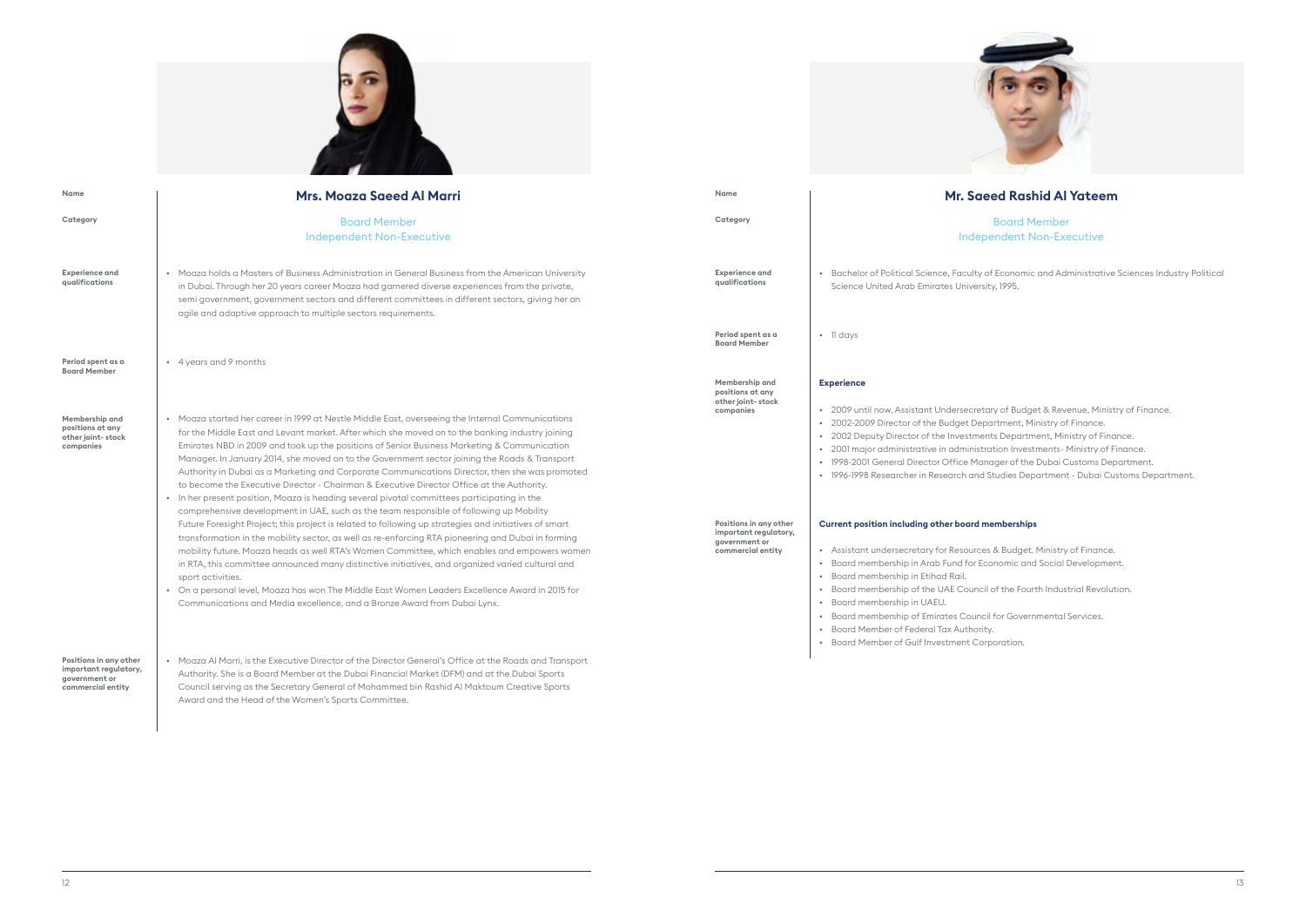## Mrs. Moaza Saeed Al Marri

| | |
|---|---|
| **Name** | Mrs. Moaza Saeed Al Marri |
| **Category** | Board Member<br>Independent Non-Executive |
| **Experience and qualifications** | • Moaza holds a Masters of Business Administration in General Business from the American University in Dubai. Through her 20 years career Moaza had garnered diverse experiences from the private, semi government, government sectors and different committees in different sectors, giving her an agile and adaptive approach to multiple sectors requirements. |
| **Period spent as a Board Member** | • 4 years and 9 months |
| **Membership and positions at any other joint- stock companies** | • Moaza started her career in 1999 at Nestle Middle East, overseeing the Internal Communications for the Middle East and Levant market. After which she moved on to the banking industry joining Emirates NBD in 2009 and took up the positions of Senior Business Marketing & Communication Manager. In January 2014, she moved on to the Government sector joining the Roads & Transport Authority in Dubai as a Marketing and Corporate Communications Director, then she was promoted to become the Executive Director - Chairman & Executive Director Office at the Authority.<br>• In her present position, Moaza is heading several pivotal committees participating in the comprehensive development in UAE, such as the team responsible of following up Mobility Future Foresight Project; this project is related to following up strategies and initiatives of smart transformation in the mobility sector, as well as re-enforcing RTA pioneering and Dubai in forming mobility future. Moaza heads as well RTA's Women Committee, which enables and empowers women in RTA, this committee announced many distinctive initiatives, and organized varied cultural and sport activities.<br>• On a personal level, Moaza has won The Middle East Women Leaders Excellence Award in 2015 for Communications and Media excellence, and a Bronze Award from Dubai Lynx. |
| **Positions in any other important regulatory, government or commercial entity** | • Moaza Al Marri, is the Executive Director of the Director General's Office at the Roads and Transport Authority. She is a Board Member at the Dubai Financial Market (DFM) and at the Dubai Sports Council serving as the Secretary General of Mohammed bin Rashid Al Maktoum Creative Sports Award and the Head of the Women's Sports Committee. |

## Mr. Saeed Rashid Al Yateem

| | |
|---|---|
| **Name** | Mr. Saeed Rashid Al Yateem |
| **Category** | Board Member<br>Independent Non-Executive |
| **Experience and qualifications** | • Bachelor of Political Science, Faculty of Economic and Administrative Sciences Industry Political Science United Arab Emirates University, 1995. |
| **Period spent as a Board Member** | • 11 days |
| **Membership and positions at any other joint- stock companies** | **Experience**<br>• 2009 until now, Assistant Undersecretary of Budget & Revenue, Ministry of Finance.<br>• 2002-2009 Director of the Budget Department, Ministry of Finance.<br>• 2002 Deputy Director of the Investments Department, Ministry of Finance.<br>• 2001 major administrative in administration Investments- Ministry of Finance.<br>• 1998-2001 General Director Office Manager of the Dubai Customs Department.<br>• 1996-1998 Researcher in Research and Studies Department - Dubai Customs Department. |
| **Positions in any other important regulatory, government or commercial entity** | **Current position including other board memberships**<br>• Assistant undersecretary for Resources & Budget. Ministry of Finance.<br>• Board membership in Arab Fund for Economic and Social Development.<br>• Board membership in Etihad Rail.<br>• Board membership of the UAE Council of the Fourth Industrial Revolution.<br>• Board membership in UAEU.<br>• Board membership of Emirates Council for Governmental Services.<br>• Board Member of Federal Tax Authority.<br>• Board Member of Gulf Investment Corporation. |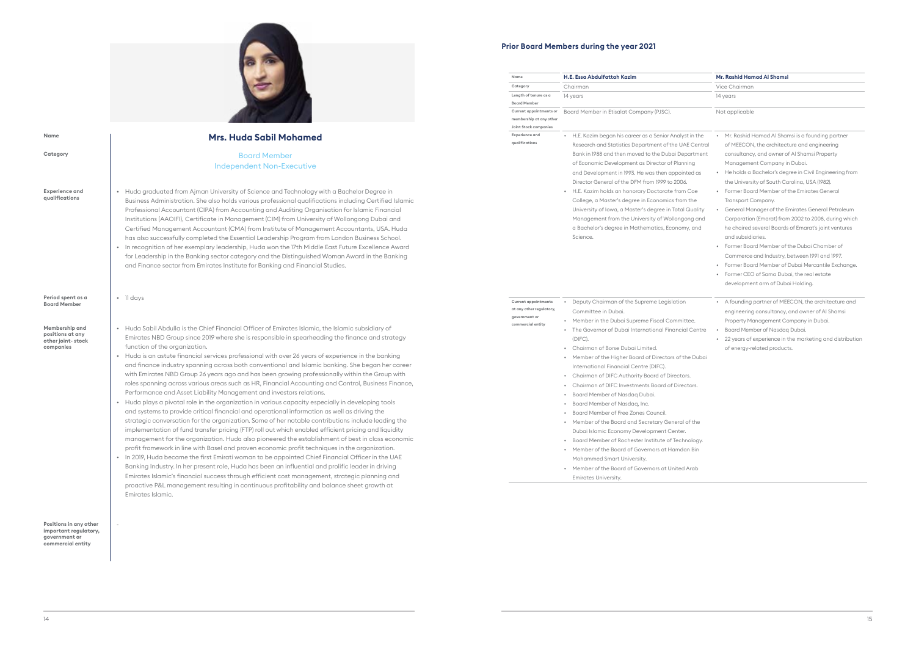## Mrs. Huda Sabil Mohamed

| | |
|---|---|
| **Name** | **Mrs. Huda Sabil Mohamed** |
| **Category** | Board Member<br>Independent Non-Executive |
| **Experience and qualifications** | • Huda graduated from Ajman University of Science and Technology with a Bachelor Degree in Business Administration. She also holds various professional qualifications including Certified Islamic Professional Accountant (CIPA) from Accounting and Auditing Organisation for Islamic Financial Institutions (AAOIFI), Certificate in Management (CIM) from University of Wollongong Dubai and Certified Management Accountant (CMA) from Institute of Management Accountants, USA. Huda has also successfully completed the Essential Leadership Program from London Business School.<br>• In recognition of her exemplary leadership, Huda won the 17th Middle East Future Excellence Award for Leadership in the Banking sector category and the Distinguished Woman Award in the Banking and Finance sector from Emirates Institute for Banking and Financial Studies. |
| **Period spent as a Board Member** | • 11 days |
| **Membership and positions at any other joint- stock companies** | • Huda Sabil Abdulla is the Chief Financial Officer of Emirates Islamic, the Islamic subsidiary of Emirates NBD Group since 2019 where she is responsible in spearheading the finance and strategy function of the organization.<br>• Huda is an astute financial services professional with over 26 years of experience in the banking and finance industry spanning across both conventional and Islamic banking. She began her career with Emirates NBD Group 26 years ago and has been growing professionally within the Group with roles spanning across various areas such as HR, Financial Accounting and Control, Business Finance, Performance and Asset Liability Management and investors relations.<br>• Huda plays a pivotal role in the organization in various capacity especially in developing tools and systems to provide critical financial and operational information as well as driving the strategic conversation for the organization. Some of her notable contributions include leading the implementation of fund transfer pricing (FTP) roll out which enabled efficient pricing and liquidity management for the organization. Huda also pioneered the establishment of best in class economic profit framework in line with Basel and proven economic profit techniques in the organization.<br>• In 2019, Huda became the first Emirati woman to be appointed Chief Financial Officer in the UAE Banking Industry. In her present role, Huda has been an influential and prolific leader in driving Emirates Islamic's financial success through efficient cost management, strategic planning and proactive P&L management resulting in continuous profitability and balance sheet growth at Emirates Islamic. |
| **Positions in any other important regulatory, government or commercial entity** | - |

## Prior Board Members during the year 2021

| Name | H.E. Essa Abdulfattah Kazim | Mr. Rashid Hamad Al Shamsi |
|---|---|---|
| Category | Chairman | Vice Chairman |
| Length of tenure as a Board Member | 14 years | 14 years |
| Current appointments or membership at any other Joint Stock companies | Board Member in Etisalat Company (PJSC). | Not applicable |
| Experience and qualifications | • H.E. Kazim began his career as a Senior Analyst in the Research and Statistics Department of the UAE Central Bank in 1988 and then moved to the Dubai Department of Economic Development as Director of Planning and Development in 1993. He was then appointed as Director General of the DFM from 1999 to 2006.<br>• H.E. Kazim holds an honorary Doctorate from Coe College, a Master's degree in Economics from the University of Iowa, a Master's degree in Total Quality Management from the University of Wollongong and a Bachelor's degree in Mathematics, Economy, and Science. | • Mr. Rashid Hamad Al Shamsi is a founding partner of MEECON, the architecture and engineering consultancy, and owner of Al Shamsi Property Management Company in Dubai.<br>• He holds a Bachelor's degree in Civil Engineering from the University of South Carolina, USA (1982).<br>• Former Board Member of the Emirates General Transport Company.<br>• General Manager of the Emirates General Petroleum Corporation (Emarat) from 2002 to 2008, during which he chaired several Boards of Emarat's joint ventures and subsidiaries.<br>• Former Board Member of the Dubai Chamber of Commerce and Industry, between 1991 and 1997.<br>• Former Board Member of Dubai Mercantile Exchange.<br>• Former CEO of Sama Dubai, the real estate development arm of Dubai Holding. |
| Current appointments at any other regulatory, government or commercial entity | • Deputy Chairman of the Supreme Legislation Committee in Dubai.<br>• Member in the Dubai Supreme Fiscal Committee.<br>• The Governor of Dubai International Financial Centre (DIFC).<br>• Chairman of Borse Dubai Limited.<br>• Member of the Higher Board of Directors of the Dubai International Financial Centre (DIFC).<br>• Chairman of DIFC Authority Board of Directors.<br>• Chairman of DIFC Investments Board of Directors.<br>• Board Member of Nasdaq Dubai.<br>• Board Member of Nasdaq, Inc.<br>• Board Member of Free Zones Council.<br>• Member of the Board and Secretary General of the Dubai Islamic Economy Development Center.<br>• Board Member of Rochester Institute of Technology.<br>• Member of the Board of Governors at Hamdan Bin Mohammed Smart University.<br>• Member of the Board of Governors at United Arab Emirates University. | • A founding partner of MEECON, the architecture and engineering consultancy, and owner of Al Shamsi Property Management Company in Dubai.<br>• Board Member of Nasdaq Dubai.<br>• 22 years of experience in the marketing and distribution of energy-related products. |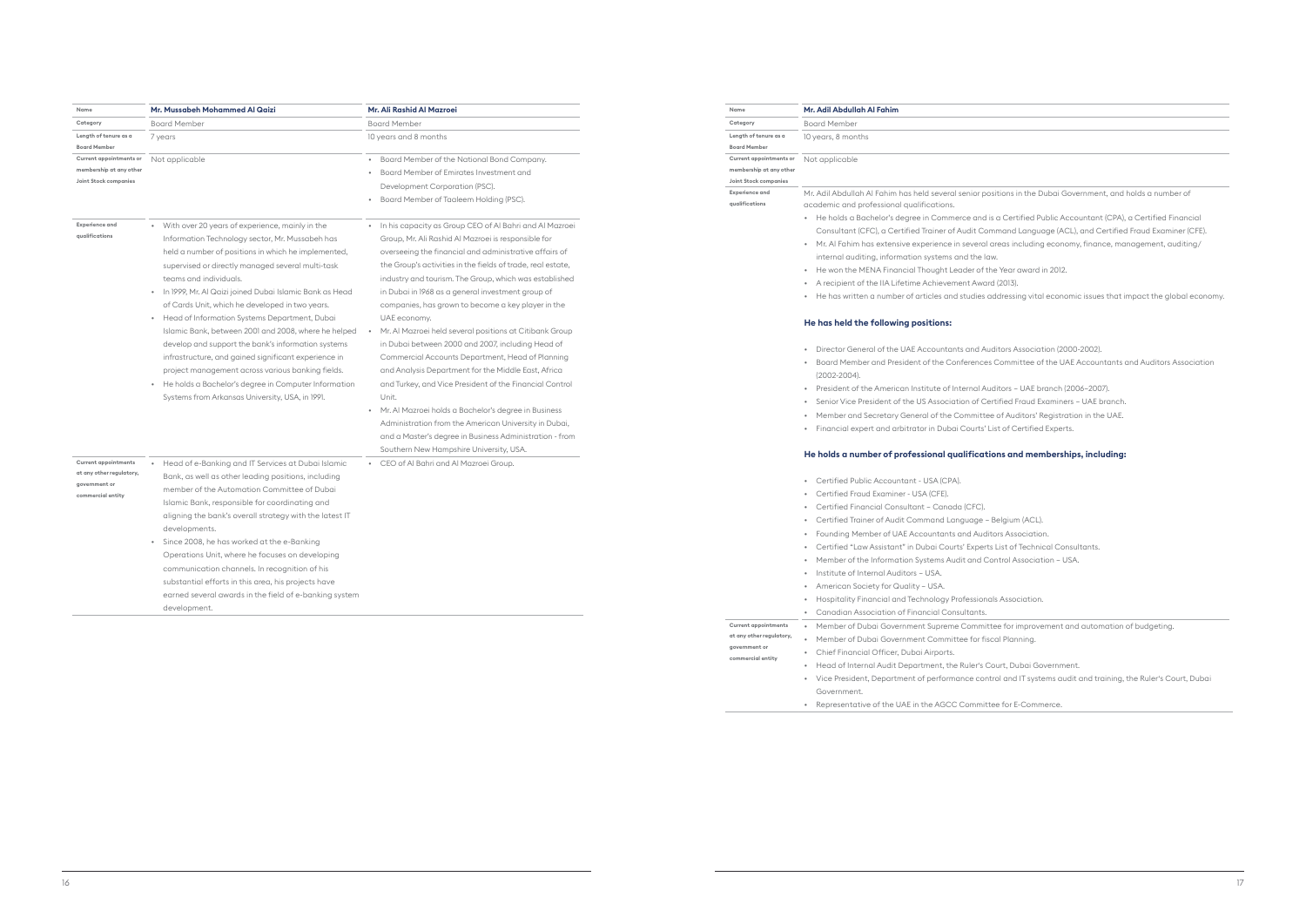| Name | Mr. Mussabeh Mohammed Al Qaizi | Mr. Ali Rashid Al Mazroei |
|---|---|---|
| Category | Board Member | Board Member |
| Length of tenure as a Board Member | 7 years | 10 years and 8 months |
| Current appointments or membership at any other Joint Stock companies | Not applicable | • Board Member of the National Bond Company.<br>• Board Member of Emirates Investment and Development Corporation (PSC).<br>• Board Member of Taaleem Holding (PSC). |
| Experience and qualifications | • With over 20 years of experience, mainly in the Information Technology sector, Mr. Mussabeh has held a number of positions in which he implemented, supervised or directly managed several multi-task teams and individuals.<br>• In 1999, Mr. Al Qaizi joined Dubai Islamic Bank as Head of Cards Unit, which he developed in two years.<br>• Head of Information Systems Department, Dubai Islamic Bank, between 2001 and 2008, where he helped develop and support the bank's information systems infrastructure, and gained significant experience in project management across various banking fields.<br>• He holds a Bachelor's degree in Computer Information Systems from Arkansas University, USA, in 1991. | • In his capacity as Group CEO of Al Bahri and Al Mazroei Group, Mr. Ali Rashid Al Mazroei is responsible for overseeing the financial and administrative affairs of the Group's activities in the fields of trade, real estate, industry and tourism. The Group, which was established in Dubai in 1968 as a general investment group of companies, has grown to become a key player in the UAE economy.<br>• Mr. Al Mazroei held several positions at Citibank Group in Dubai between 2000 and 2007, including Head of Commercial Accounts Department, Head of Planning and Analysis Department for the Middle East, Africa and Turkey, and Vice President of the Financial Control Unit.<br>• Mr. Al Mazroei holds a Bachelor's degree in Business Administration from the American University in Dubai, and a Master's degree in Business Administration - from Southern New Hampshire University, USA. |
| Current appointments at any other regulatory, government or commercial entity | • Head of e-Banking and IT Services at Dubai Islamic Bank, as well as other leading positions, including member of the Automation Committee of Dubai Islamic Bank, responsible for coordinating and aligning the bank's overall strategy with the latest IT developments.<br>• Since 2008, he has worked at the e-Banking Operations Unit, where he focuses on developing communication channels. In recognition of his substantial efforts in this area, his projects have earned several awards in the field of e-banking system development. | • CEO of Al Bahri and Al Mazroei Group. |

| Name | Mr. Adil Abdullah Al Fahim |
|---|---|
| Category | Board Member |
| Length of tenure as a Board Member | 10 years, 8 months |
| Current appointments or membership at any other Joint Stock companies | Not applicable |
| Experience and qualifications | Mr. Adil Abdullah Al Fahim has held several senior positions in the Dubai Government, and holds a number of academic and professional qualifications.<br>• He holds a Bachelor's degree in Commerce and is a Certified Public Accountant (CPA), a Certified Financial Consultant (CFC), a Certified Trainer of Audit Command Language (ACL), and Certified Fraud Examiner (CFE).<br>• Mr. Al Fahim has extensive experience in several areas including economy, finance, management, auditing/internal auditing, information systems and the law.<br>• He won the MENA Financial Thought Leader of the Year award in 2012.<br>• A recipient of the IIA Lifetime Achievement Award (2013).<br>• He has written a number of articles and studies addressing vital economic issues that impact the global economy.<br><br>**He has held the following positions:**<br><br>• Director General of the UAE Accountants and Auditors Association (2000-2002).<br>• Board Member and President of the Conferences Committee of the UAE Accountants and Auditors Association (2002-2004).<br>• President of the American Institute of Internal Auditors – UAE branch (2006–2007).<br>• Senior Vice President of the US Association of Certified Fraud Examiners – UAE branch.<br>• Member and Secretary General of the Committee of Auditors' Registration in the UAE.<br>• Financial expert and arbitrator in Dubai Courts' List of Certified Experts.<br><br>**He holds a number of professional qualifications and memberships, including:**<br><br>• Certified Public Accountant - USA (CPA).<br>• Certified Fraud Examiner - USA (CFE).<br>• Certified Financial Consultant – Canada (CFC).<br>• Certified Trainer of Audit Command Language – Belgium (ACL).<br>• Founding Member of UAE Accountants and Auditors Association.<br>• Certified "Law Assistant" in Dubai Courts' Experts List of Technical Consultants.<br>• Member of the Information Systems Audit and Control Association – USA.<br>• Institute of Internal Auditors – USA.<br>• American Society for Quality – USA.<br>• Hospitality Financial and Technology Professionals Association.<br>• Canadian Association of Financial Consultants. |
| Current appointments at any other regulatory, government or commercial entity | • Member of Dubai Government Supreme Committee for improvement and automation of budgeting.<br>• Member of Dubai Government Committee for fiscal Planning.<br>• Chief Financial Officer, Dubai Airports.<br>• Head of Internal Audit Department, the Ruler's Court, Dubai Government.<br>• Vice President, Department of performance control and IT systems audit and training, the Ruler's Court, Dubai Government.<br>• Representative of the UAE in the AGCC Committee for E-Commerce. |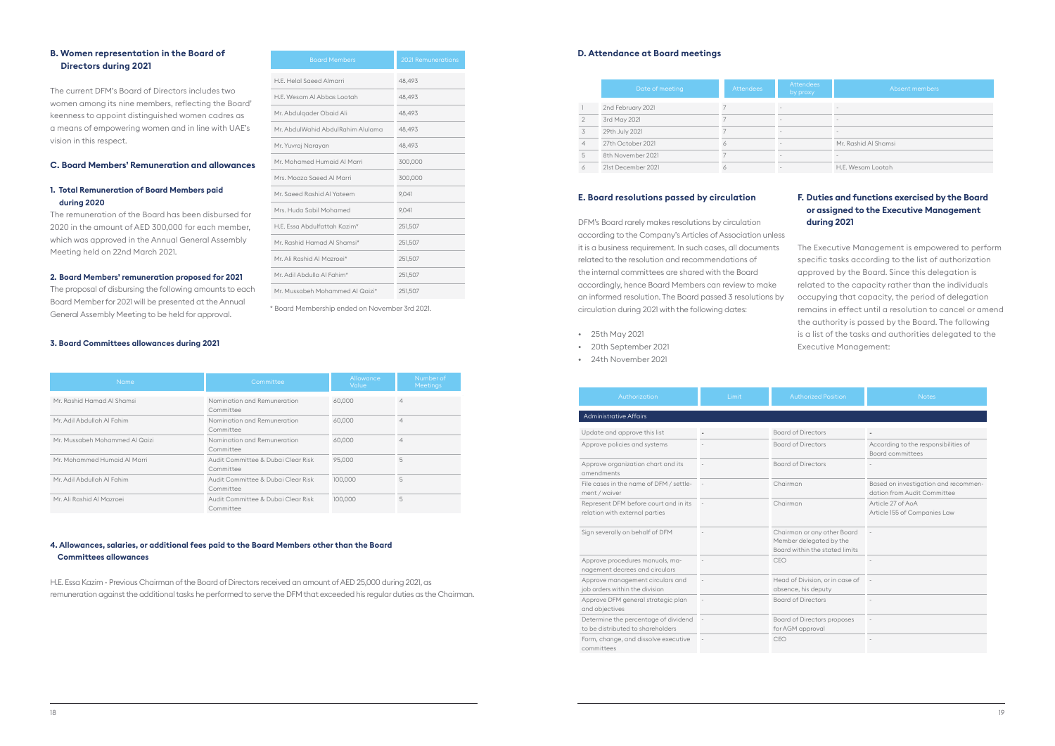### B. Women representation in the Board of Directors during 2021

The current DFM's Board of Directors includes two women among its nine members, reflecting the Board' keenness to appoint distinguished women cadres as a means of empowering women and in line with UAE's vision in this respect.

### C. Board Members' Remuneration and allowances

#### 1. Total Remuneration of Board Members paid during 2020

The remuneration of the Board has been disbursed for 2020 in the amount of AED 300,000 for each member, which was approved in the Annual General Assembly Meeting held on 22nd March 2021.

#### 2. Board Members' remuneration proposed for 2021

The proposal of disbursing the following amounts to each Board Member for 2021 will be presented at the Annual General Assembly Meeting to be held for approval.

| Board Members | 2021 Remunerations |
|---|---|
| H.E. Helal Saeed Almarri | 48,493 |
| H.E. Wesam Al Abbas Lootah | 48,493 |
| Mr. Abdulqader Obaid Ali | 48,493 |
| Mr. AbdulWahid AbdulRahim Alulama | 48,493 |
| Mr. Yuvraj Narayan | 48,493 |
| Mr. Mohamed Humaid Al Marri | 300,000 |
| Mrs. Moaza Saeed Al Marri | 300,000 |
| Mr. Saeed Rashid Al Yateem | 9,041 |
| Mrs. Huda Sabil Mohamed | 9,041 |
| H.E. Essa Abdulfattah Kazim* | 251,507 |
| Mr. Rashid Hamad Al Shamsi* | 251,507 |
| Mr. Ali Rashid Al Mazroei* | 251,507 |
| Mr. Adil Abdulla Al Fahim* | 251,507 |
| Mr. Mussabeh Mohammed Al Qaizi* | 251,507 |

\* Board Membership ended on November 3rd 2021.

#### 3. Board Committees allowances during 2021

| Name | Committee | Allowance Value | Number of Meetings |
|---|---|---|---|
| Mr. Rashid Hamad Al Shamsi | Nomination and Remuneration Committee | 60,000 | 4 |
| Mr. Adil Abdullah Al Fahim | Nomination and Remuneration Committee | 60,000 | 4 |
| Mr. Mussabeh Mohammed Al Qaizi | Nomination and Remuneration Committee | 60,000 | 4 |
| Mr. Mohammed Humaid Al Marri | Audit Committee & Dubai Clear Risk Committee | 95,000 | 5 |
| Mr. Adil Abdullah Al Fahim | Audit Committee & Dubai Clear Risk Committee | 100,000 | 5 |
| Mr. Ali Rashid Al Mazroei | Audit Committee & Dubai Clear Risk Committee | 100,000 | 5 |

#### 4. Allowances, salaries, or additional fees paid to the Board Members other than the Board Committees allowances

H.E. Essa Kazim - Previous Chairman of the Board of Directors received an amount of AED 25,000 during 2021, as remuneration against the additional tasks he performed to serve the DFM that exceeded his regular duties as the Chairman.

### D. Attendance at Board meetings

| | Date of meeting | Attendees | Attendees by proxy | Absent members |
|---|---|---|---|---|
| 1 | 2nd February 2021 | 7 | - | - |
| 2 | 3rd May 2021 | 7 | - | - |
| 3 | 29th July 2021 | 7 | - | - |
| 4 | 27th October 2021 | 6 | - | Mr. Rashid Al Shamsi |
| 5 | 8th November 2021 | 7 | - | - |
| 6 | 21st December 2021 | 6 | - | H.E. Wesam Lootah |

### E. Board resolutions passed by circulation

DFM's Board rarely makes resolutions by circulation according to the Company's Articles of Association unless it is a business requirement. In such cases, all documents related to the resolution and recommendations of the internal committees are shared with the Board accordingly, hence Board Members can review to make an informed resolution. The Board passed 3 resolutions by circulation during 2021 with the following dates:

- 25th May 2021
- 20th September 2021
- 24th November 2021

### F. Duties and functions exercised by the Board or assigned to the Executive Management during 2021

The Executive Management is empowered to perform specific tasks according to the list of authorization approved by the Board. Since this delegation is related to the capacity rather than the individuals occupying that capacity, the period of delegation remains in effect until a resolution to cancel or amend the authority is passed by the Board. The following is a list of the tasks and authorities delegated to the Executive Management:

| Authorization | Limit | Authorized Position | Notes |
|---|---|---|---|
| **Administrative Affairs** | | | |
| Update and approve this list | - | Board of Directors | - |
| Approve policies and systems | - | Board of Directors | According to the responsibilities of Board committees |
| Approve organization chart and its amendments | - | Board of Directors | - |
| File cases in the name of DFM / settlement / waiver | - | Chairman | Based on investigation and recommendation from Audit Committee |
| Represent DFM before court and in its relation with external parties | - | Chairman | Article 27 of AoA Article 155 of Companies Law |
| Sign severally on behalf of DFM | - | Chairman or any other Board Member delegated by the Board within the stated limits | - |
| Approve procedures manuals, management decrees and circulars | - | CEO | - |
| Approve management circulars and job orders within the division | - | Head of Division, or in case of absence, his deputy | - |
| Approve DFM general strategic plan and objectives | - | Board of Directors | - |
| Determine the percentage of dividend to be distributed to shareholders | - | Board of Directors proposes for AGM approval | - |
| Form, change, and dissolve executive committees | - | CEO | - |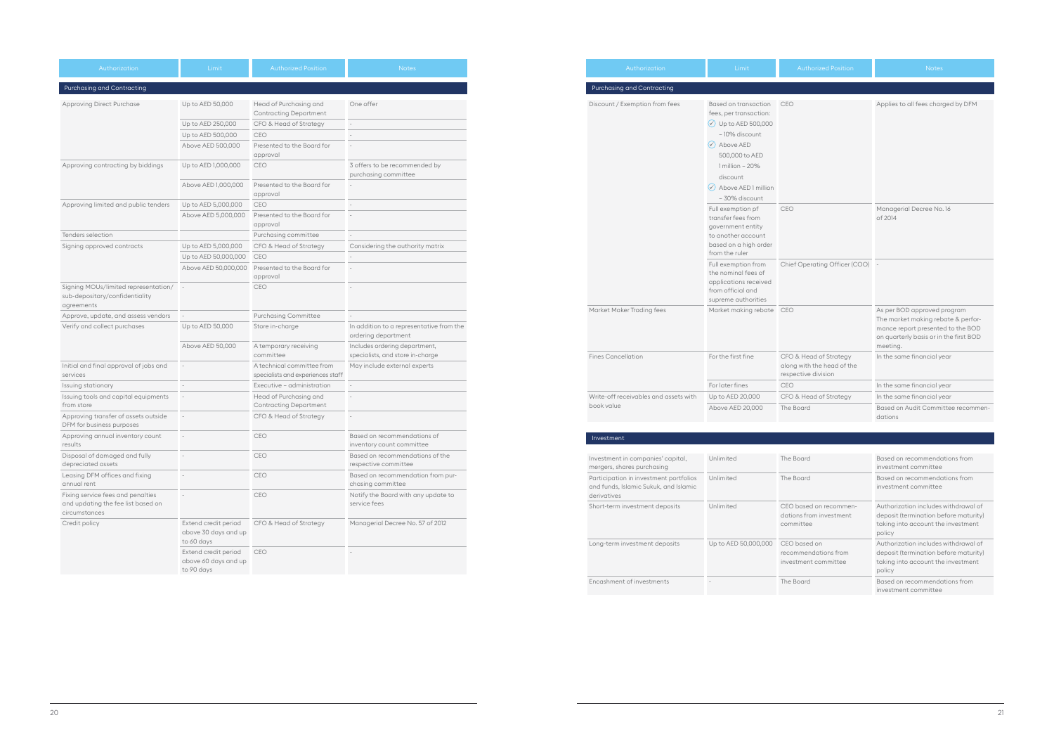| Authorization | Limit | Authorized Position | Notes |
|---|---|---|---|
| **Purchasing and Contracting** | | | |
| Approving Direct Purchase | Up to AED 50,000 | Head of Purchasing and Contracting Department | One offer |
| | Up to AED 250,000 | CFO & Head of Strategy | - |
| | Up to AED 500,000 | CEO | - |
| | Above AED 500,000 | Presented to the Board for approval | - |
| Approving contracting by biddings | Up to AED 1,000,000 | CEO | 3 offers to be recommended by purchasing committee |
| | Above AED 1,000,000 | Presented to the Board for approval | - |
| Approving limited and public tenders | Up to AED 5,000,000 | CEO | - |
| | Above AED 5,000,000 | Presented to the Board for approval | - |
| Tenders selection | | Purchasing committee | - |
| Signing approved contracts | Up to AED 5,000,000 | CFO & Head of Strategy | Considering the authority matrix |
| | Up to AED 50,000,000 | CEO | - |
| | Above AED 50,000,000 | Presented to the Board for approval | - |
| Signing MOUs/limited representation/ sub-depositary/confidentiality agreements | - | CEO | - |
| Approve, update, and assess vendors | - | Purchasing Committee | - |
| Verify and collect purchases | Up to AED 50,000 | Store in-charge | In addition to a representative from the ordering department |
| | Above AED 50,000 | A temporary receiving committee | Includes ordering department, specialists, and store in-charge |
| Initial and final approval of jobs and services | - | A technical committee from specialists and experiences staff | May include external experts |
| Issuing stationary | - | Executive – administration | - |
| Issuing tools and capital equipments from store | - | Head of Purchasing and Contracting Department | - |
| Approving transfer of assets outside DFM for business purposes | - | CFO & Head of Strategy | - |
| Approving annual inventory count results | - | CEO | Based on recommendations of inventory count committee |
| Disposal of damaged and fully depreciated assets | - | CEO | Based on recommendations of the respective committee |
| Leasing DFM offices and fixing annual rent | - | CEO | Based on recommendation from purchasing committee |
| Fixing service fees and penalties and updating the fee list based on circumstances | - | CEO | Notify the Board with any update to service fees |
| Credit policy | Extend credit period above 30 days and up to 60 days | CFO & Head of Strategy | Managerial Decree No. 57 of 2012 |
| | Extend credit period above 60 days and up to 90 days | CEO | - |

| Authorization | Limit | Authorized Position | Notes |
|---|---|---|---|
| **Purchasing and Contracting** | | | |
| Discount / Exemption from fees | Based on transaction fees, per transaction: ✓ Up to AED 500,000 – 10% discount ✓ Above AED 500,000 to AED 1 million – 20% discount ✓ Above AED 1 million – 30% discount | CEO | Applies to all fees charged by DFM |
| | Full exemption pf transfer fees from government entity to another account based on a high order from the ruler | CEO | Managerial Decree No. 16 of 2014 |
| | Full exemption from the nominal fees of applications received from official and supreme authorities | Chief Operating Officer (COO) | - |
| Market Maker Trading fees | Market making rebate | CEO | As per BOD approved program The market making rebate & performance report presented to the BOD on quarterly basis or in the first BOD meeting. |
| Fines Cancellation | For the first fine | CFO & Head of Strategy along with the head of the respective division | In the same financial year |
| | For later fines | CEO | In the same financial year |
| Write-off receivables and assets with book value | Up to AED 20,000 | CFO & Head of Strategy | In the same financial year |
| | Above AED 20,000 | The Board | Based on Audit Committee recommendations |
| **Investment** | | | |
| Investment in companies' capital, mergers, shares purchasing | Unlimited | The Board | Based on recommendations from investment committee |
| Participation in investment portfolios and funds, Islamic Sukuk, and Islamic derivatives | Unlimited | The Board | Based on recommendations from investment committee |
| Short-term investment deposits | Unlimited | CEO based on recommendations from investment committee | Authorization includes withdrawal of deposit (termination before maturity) taking into account the investment policy |
| Long-term investment deposits | Up to AED 50,000,000 | CEO based on recommendations from investment committee | Authorization includes withdrawal of deposit (termination before maturity) taking into account the investment policy |
| Encashment of investments | - | The Board | Based on recommendations from investment committee |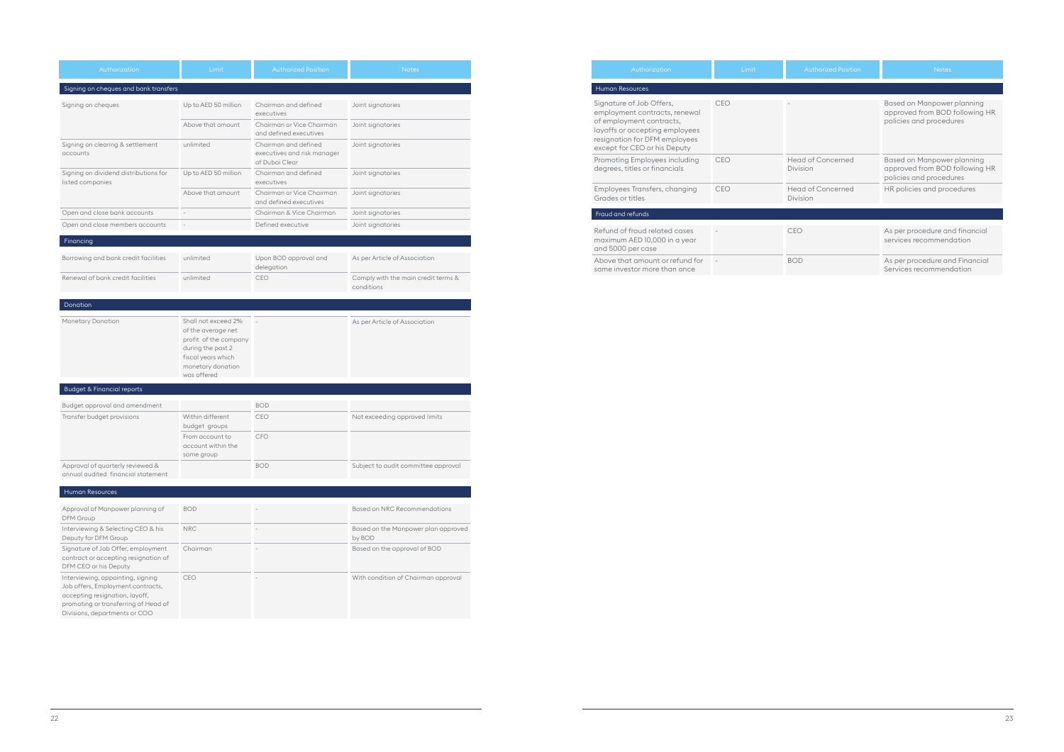| Authorization | Limit | Authorized Position | Notes |
|---|---|---|---|
| **Signing on cheques and bank transfers** | | | |
| Signing on cheques | Up to AED 50 million | Chairman and defined executives | Joint signatories |
| | Above that amount | Chairman or Vice Chairman and defined executives | Joint signatories |
| Signing on clearing & settlement accounts | unlimited | Chairman and defined executives and risk manager of Dubai Clear | Joint signatories |
| Signing on dividend distributions for listed companies | Up to AED 50 million | Chairman and defined executives | Joint signatories |
| | Above that amount | Chairman or Vice Chairman and defined executives | Joint signatories |
| Open and close bank accounts | - | Chairman & Vice Chairman | Joint signatories |
| Open and close members accounts | - | Defined executive | Joint signatories |
| **Financing** | | | |
| Borrowing and bank credit facilities | unlimited | Upon BOD approval and delegation | As per Article of Association |
| Renewal of bank credit facilities | unlimited | CEO | Comply with the main credit terms & conditions |
| **Donation** | | | |
| Monetary Donation | Shall not exceed 2% of the average net profit of the company during the past 2 fiscal years which monetary donation was offered | - | As per Article of Association |
| **Budget & Financial reports** | | | |
| Budget approval and amendment | | BOD | |
| Transfer budget provisions | Within different budget groups | CEO | Not exceeding approved limits |
| | From account to account within the same group | CFO | |
| Approval of quarterly reviewed & annual audited financial statement | | BOD | Subject to audit committee approval |
| **Human Resources** | | | |
| Approval of Manpower planning of DFM Group | BOD | - | Based on NRC Recommendations |
| Interviewing & Selecting CEO & his Deputy for DFM Group | NRC | - | Based on the Manpower plan approved by BOD |
| Signature of Job Offer, employment contract or accepting resignation of DFM CEO or his Deputy | Chairman | - | Based on the approval of BOD |
| Interviewing, appointing, signing Job offers, Employment contracts, accepting resignation, layoff, promoting or transferring of Head of Divisions, departments or COO | CEO | - | With condition of Chairman approval |

| Authorization | Limit | Authorized Position | Notes |
|---|---|---|---|
| **Human Resources** | | | |
| Signature of Job Offers, employment contracts, renewal of employment contracts, layoffs or accepting employees resignation for DFM employees except for CEO or his Deputy | CEO | - | Based on Manpower planning approved from BOD following HR policies and procedures |
| Promoting Employees including degrees, titles or financials | CEO | Head of Concerned Division | Based on Manpower planning approved from BOD following HR policies and procedures |
| Employees Transfers, changing Grades or titles | CEO | Head of Concerned Division | HR policies and procedures |
| **Fraud and refunds** | | | |
| Refund of fraud related cases maximum AED 10,000 in a year and 5000 per case | - | CEO | As per procedure and financial services recommendation |
| Above that amount or refund for same investor more than once | - | BOD | As per procedure and Financial Services recommendation |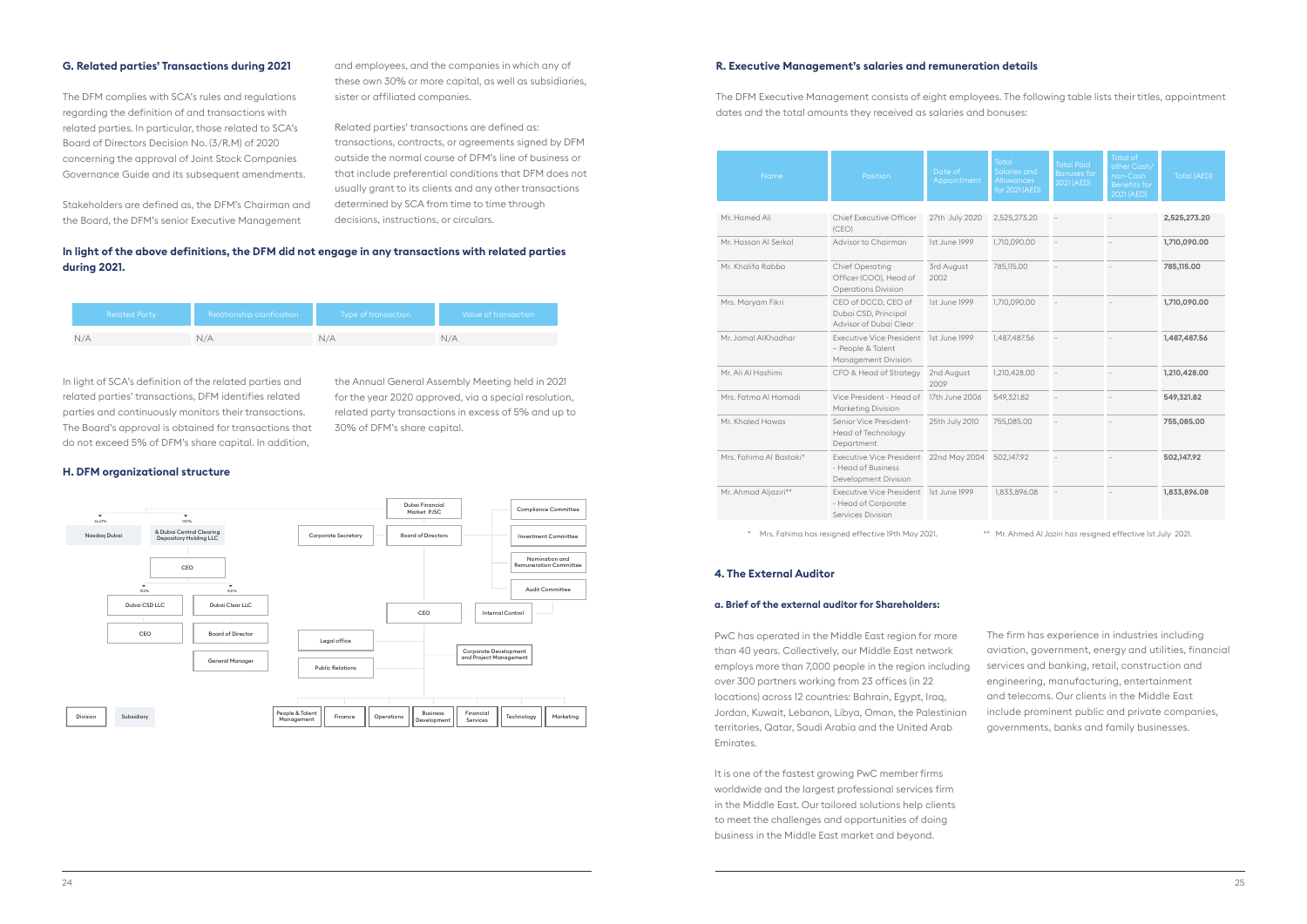### G. Related parties' Transactions during 2021

The DFM complies with SCA's rules and regulations regarding the definition of and transactions with related parties. In particular, those related to SCA's Board of Directors Decision No. (3/R.M) of 2020 concerning the approval of Joint Stock Companies Governance Guide and its subsequent amendments.

Stakeholders are defined as, the DFM's Chairman and the Board, the DFM's senior Executive Management and employees, and the companies in which any of these own 30% or more capital, as well as subsidiaries, sister or affiliated companies.

Related parties' transactions are defined as: transactions, contracts, or agreements signed by DFM outside the normal course of DFM's line of business or that include preferential conditions that DFM does not usually grant to its clients and any other transactions determined by SCA from time to time through decisions, instructions, or circulars.

**In light of the above definitions, the DFM did not engage in any transactions with related parties during 2021.**

| Related Party | Relationship clarification | Type of transaction | Value of transaction |
|---|---|---|---|
| N/A | N/A | N/A | N/A |

In light of SCA's definition of the related parties and related parties' transactions, DFM identifies related parties and continuously monitors their transactions. The Board's approval is obtained for transactions that do not exceed 5% of DFM's share capital. In addition, the Annual General Assembly Meeting held in 2021 for the year 2020 approved, via a special resolution, related party transactions in excess of 5% and up to 30% of DFM's share capital.

### H. DFM organizational structure

Dubai Financial Market PJSC

Board of Directors — Corporate Secretary; Compliance Committee; Investment Committee; Nomination and Remuneration Committee; Audit Committee

CEO — Internal Control; Legal office; Public Relations; Corporate Development and Project Management

People & Talent Management; Finance; Operations; Business Development; Financial Services; Technology; Marketing

Subsidiaries: Nasdaq Dubai (66.67%); & Dubai Central Clearing Depository Holding LLC (100%) — CEO

Dubai CSD LLC (100%) — CEO

Dubai Clear LLC (100%) — Board of Director — General Manager

Division | Subsidiary

### R. Executive Management's salaries and remuneration details

The DFM Executive Management consists of eight employees. The following table lists their titles, appointment dates and the total amounts they received as salaries and bonuses:

| Name | Position | Date of Appointment | Total Salaries and Allowances for 2021 (AED) | Total Paid Bonuses for 2021 (AED) | Total of other Cash/ non-Cash Benefits for 2021 (AED) | Total (AED) |
|---|---|---|---|---|---|---|
| Mr. Hamed Ali | Chief Executive Officer (CEO) | 27th July 2020 | 2,525,273.20 | - | - | **2,525,273.20** |
| Mr. Hassan Al Serkal | Advisor to Chairman | 1st June 1999 | 1,710,090.00 | - | - | **1,710,090.00** |
| Mr. Khalifa Rabba | Chief Operating Officer (COO), Head of Operations Division | 3rd August 2002 | 785,115.00 | - | - | **785,115.00** |
| Mrs. Maryam Fikri | CEO of DCCD, CEO of Dubai CSD, Principal Advisor of Dubai Clear | 1st June 1999 | 1,710,090.00 | - | - | **1,710,090.00** |
| Mr. Jamal AlKhadhar | Executive Vice President – People & Talent Management Division | 1st June 1999 | 1,487,487.56 | - | - | **1,487,487.56** |
| Mr. Ali Al Hashimi | CFO & Head of Strategy | 2nd August 2009 | 1,210,428.00 | - | - | **1,210,428.00** |
| Mrs. Fatma Al Hamadi | Vice President - Head of Marketing Division | 17th June 2006 | 549,321.82 | - | - | **549,321.82** |
| Mr. Khaled Hawas | Senior Vice President- Head of Technology Department | 25th July 2010 | 755,085.00 | - | - | **755,085.00** |
| Mrs. Fahima Al Bastaki* | Executive Vice President - Head of Business Development Division | 22nd May 2004 | 502,147.92 | - | - | **502,147.92** |
| Mr. Ahmad Aljaziri** | Executive Vice President - Head of Corporate Services Division | 1st June 1999 | 1,833,896.08 | - | - | **1,833,896.08** |

\* Mrs. Fahima has resigned effective 19th May 2021.

\*\* Mr. Ahmed Al Jaziri has resigned effective 1st July 2021.

## 4. The External Auditor

### a. Brief of the external auditor for Shareholders:

PwC has operated in the Middle East region for more than 40 years. Collectively, our Middle East network employs more than 7,000 people in the region including over 300 partners working from 23 offices (in 22 locations) across 12 countries: Bahrain, Egypt, Iraq, Jordan, Kuwait, Lebanon, Libya, Oman, the Palestinian territories, Qatar, Saudi Arabia and the United Arab Emirates.

It is one of the fastest growing PwC member firms worldwide and the largest professional services firm in the Middle East. Our tailored solutions help clients to meet the challenges and opportunities of doing business in the Middle East market and beyond.

The firm has experience in industries including aviation, government, energy and utilities, financial services and banking, retail, construction and engineering, manufacturing, entertainment and telecoms. Our clients in the Middle East include prominent public and private companies, governments, banks and family businesses.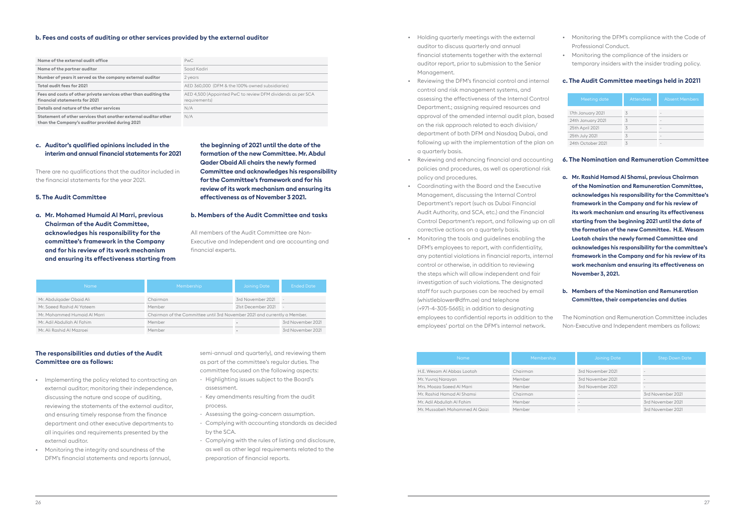#### b. Fees and costs of auditing or other services provided by the external auditor

| | |
|---|---|
| Name of the external audit office | PwC |
| Name of the partner auditor | Saad Kadiri |
| Number of years it served as the company external auditor | 2 years |
| Total audit fees for 2021 | AED 360,000 (DFM & the 100% owned subsidiaries) |
| Fees and costs of other private services other than auditing the financial statements for 2021 | AED 4,500 (Appointed PwC to review DFM dividends as per SCA requirements) |
| Details and nature of the other services | N/A |
| Statement of other services that another external auditor other than the Company's auditor provided during 2021 | N/A |

#### c. Auditor's qualified opinions included in the interim and annual financial statements for 2021

There are no qualifications that the auditor included in the financial statements for the year 2021.

### 5. The Audit Committee

**a. Mr. Mohamed Humaid Al Marri, previous Chairman of the Audit Committee, acknowledges his responsibility for the committee's framework and for his review of its work mechanism and ensuring its effectiveness starting from the beginning of 2021 until the date of the formation of the new Committee. Mr. Abdul Qader Obaid Ali chairs the newly formed Committee and acknowledges his responsibility for the Committee's framework and for his review of its work mechanism and ensuring its effectiveness as of November 3 2021.**

#### b. Members of the Audit Committee and tasks

All members of the Audit Committee are Non-Executive and Independent and are accounting and financial experts.

| Name | Membership | Joining Date | Ended Date |
|---|---|---|---|
| Mr. Abdulqader Obaid Ali | Chairman | 3rd November 2021 | - |
| Mr. Saeed Rashid Al Yateem | Member | 21st December 2021 | - |
| Mr. Mohammed Humaid Al Marri | Chairman of the Committee until 3rd November 2021 and currently a Member. | | |
| Mr. Adil Abdullah Al Fahim | Member | - | 3rd November 2021 |
| Mr. Ali Rashid Al Mazroei | Member | - | 3rd November 2021 |

#### The responsibilities and duties of the Audit Committee are as follows:

- Implementing the policy related to contracting an external auditor; monitoring their independence, discussing the nature and scope of auditing, reviewing the statements of the external auditor, and ensuring timely response from the finance department and other executive departments to all inquiries and requirements presented by the external auditor.
- Monitoring the integrity and soundness of the DFM's financial statements and reports (annual, semi-annual and quarterly), and reviewing them as part of the committee's regular duties. The committee focused on the following aspects:
  - Highlighting issues subject to the Board's assessment.
  - Key amendments resulting from the audit process.
  - Assessing the going-concern assumption.
  - Complying with accounting standards as decided by the SCA.
  - Complying with the rules of listing and disclosure, as well as other legal requirements related to the preparation of financial reports.
- Holding quarterly meetings with the external auditor to discuss quarterly and annual financial statements together with the external auditor report, prior to submission to the Senior Management.
- Reviewing the DFM's financial control and internal control and risk management systems, and assessing the effectiveness of the Internal Control Department.; assigning required resources and approval of the amended internal audit plan, based on the risk approach related to each division/ department of both DFM and Nasdaq Dubai, and following up with the implementation of the plan on a quarterly basis.
- Reviewing and enhancing financial and accounting policies and procedures, as well as operational risk policy and procedures.
- Coordinating with the Board and the Executive Management, discussing the Internal Control Department's report (such as Dubai Financial Audit Authority, and SCA, etc.) and the Financial Control Department's report, and following up on all corrective actions on a quarterly basis.
- Monitoring the tools and guidelines enabling the DFM's employees to report, with confidentiality, any potential violations in financial reports, internal control or otherwise, in addition to reviewing the steps which will allow independent and fair investigation of such violations. The designated staff for such purposes can be reached by email (whistleblower@dfm.ae) and telephone (+971-4-305-5665); in addition to designating employees to confidential reports in addition to the employees' portal on the DFM's internal network.
- Monitoring the DFM's compliance with the Code of Professional Conduct.
- Monitoring the compliance of the insiders or temporary insiders with the insider trading policy.

#### c. The Audit Committee meetings held in 20211

| Meeting date | Attendees | Absent Members |
|---|---|---|
| 17th January 2021 | 3 | - |
| 24th January 2021 | 3 | - |
| 25th April 2021 | 3 | - |
| 25th July 2021 | 3 | - |
| 24th October 2021 | 3 | - |

### 6. The Nomination and Remuneration Committee

**a. Mr. Rashid Hamad Al Shamsi, previous Chairman of the Nomination and Remuneration Committee, acknowledges his responsibility for the Committee's framework in the Company and for his review of its work mechanism and ensuring its effectiveness starting from the beginning 2021 until the date of the formation of the new Committee. H.E. Wesam Lootah chairs the newly formed Committee and acknowledges his responsibility for the committee's framework in the Company and for his review of its work mechanism and ensuring its effectiveness on November 3, 2021.**

**b. Members of the Nomination and Remuneration Committee, their competencies and duties**

The Nomination and Remuneration Committee includes Non-Executive and Independent members as follows:

| Name | Membership | Joining Date | Step Down Date |
|---|---|---|---|
| H.E. Wesam Al Abbas Lootah | Chairman | 3rd November 2021 | - |
| Mr. Yuvraj Narayan | Member | 3rd November 2021 | - |
| Mrs. Moaza Saeed Al Marri | Member | 3rd November 2021 | - |
| Mr. Rashid Hamad Al Shamsi | Chairman | - | 3rd November 2021 |
| Mr. Adil Abdullah Al Fahim | Member | - | 3rd November 2021 |
| Mr. Mussabeh Mohammed Al Qaizi | Member | - | 3rd November 2021 |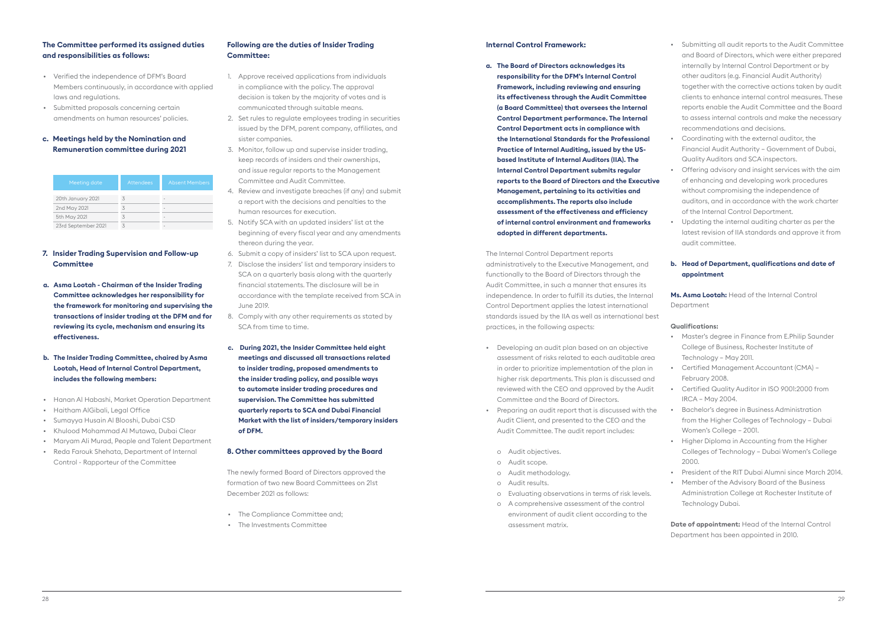**The Committee performed its assigned duties and responsibilities as follows:**

- Verified the independence of DFM's Board Members continuously, in accordance with applied laws and regulations.
- Submitted proposals concerning certain amendments on human resources' policies.

### c. Meetings held by the Nomination and Remuneration committee during 2021

| Meeting date | Attendees | Absent Members |
|---|---|---|
| 20th January 2021 | 3 | - |
| 2nd May 2021 | 3 | - |
| 5th May 2021 | 3 | - |
| 23rd September 2021 | 3 | - |

## 7. Insider Trading Supervision and Follow-up Committee

**a. Asma Lootah - Chairman of the Insider Trading Committee acknowledges her responsibility for the framework for monitoring and supervising the transactions of insider trading at the DFM and for reviewing its cycle, mechanism and ensuring its effectiveness.**

**b. The Insider Trading Committee, chaired by Asma Lootah, Head of Internal Control Department, includes the following members:**

- Hanan Al Habashi, Market Operation Department
- Haitham AlGibali, Legal Office
- Sumayya Husain Al Blooshi, Dubai CSD
- Khulood Mohammad Al Mutawa, Dubai Clear
- Maryam Ali Murad, People and Talent Department
- Reda Farouk Shehata, Department of Internal Control - Rapporteur of the Committee

**Following are the duties of Insider Trading Committee:**

1. Approve received applications from individuals in compliance with the policy. The approval decision is taken by the majority of votes and is communicated through suitable means.
2. Set rules to regulate employees trading in securities issued by the DFM, parent company, affiliates, and sister companies.
3. Monitor, follow up and supervise insider trading, keep records of insiders and their ownerships, and issue regular reports to the Management Committee and Audit Committee.
4. Review and investigate breaches (if any) and submit a report with the decisions and penalties to the human resources for execution.
5. Notify SCA with an updated insiders' list at the beginning of every fiscal year and any amendments thereon during the year.
6. Submit a copy of insiders' list to SCA upon request.
7. Disclose the insiders' list and temporary insiders to SCA on a quarterly basis along with the quarterly financial statements. The disclosure will be in accordance with the template received from SCA in June 2019.
8. Comply with any other requirements as stated by SCA from time to time.

**c. During 2021, the Insider Committee held eight meetings and discussed all transactions related to insider trading, proposed amendments to the insider trading policy, and possible ways to automate insider trading procedures and supervision. The Committee has submitted quarterly reports to SCA and Dubai Financial Market with the list of insiders/temporary insiders of DFM.**

## 8. Other committees approved by the Board

The newly formed Board of Directors approved the formation of two new Board Committees on 21st December 2021 as follows:

- The Compliance Committee and;
- The Investments Committee

**Internal Control Framework:**

**a. The Board of Directors acknowledges its responsibility for the DFM's Internal Control Framework, including reviewing and ensuring its effectiveness through the Audit Committee (a Board Committee) that oversees the Internal Control Department performance. The Internal Control Department acts in compliance with the International Standards for the Professional Practice of Internal Auditing, issued by the US-based Institute of Internal Auditors (IIA). The Internal Control Department submits regular reports to the Board of Directors and the Executive Management, pertaining to its activities and accomplishments. The reports also include assessment of the effectiveness and efficiency of internal control environment and frameworks adopted in different departments.**

The Internal Control Department reports administratively to the Executive Management, and functionally to the Board of Directors through the Audit Committee, in such a manner that ensures its independence. In order to fulfill its duties, the Internal Control Department applies the latest international standards issued by the IIA as well as international best practices, in the following aspects:

- Developing an audit plan based on an objective assessment of risks related to each auditable area in order to prioritize implementation of the plan in higher risk departments. This plan is discussed and reviewed with the CEO and approved by the Audit Committee and the Board of Directors.
- Preparing an audit report that is discussed with the Audit Client, and presented to the CEO and the Audit Committee. The audit report includes:
  - o Audit objectives.
  - o Audit scope.
  - o Audit methodology.
  - o Audit results.
  - o Evaluating observations in terms of risk levels.
  - o A comprehensive assessment of the control environment of audit client according to the assessment matrix.
- Submitting all audit reports to the Audit Committee and Board of Directors, which were either prepared internally by Internal Control Deportment or by other auditors (e.g. Financial Audit Authority) together with the corrective actions taken by audit clients to enhance internal control measures. These reports enable the Audit Committee and the Board to assess internal controls and make the necessary recommendations and decisions.
- Coordinating with the external auditor, the Financial Audit Authority – Government of Dubai, Quality Auditors and SCA inspectors.
- Offering advisory and insight services with the aim of enhancing and developing work procedures without compromising the independence of auditors, and in accordance with the work charter of the Internal Control Deportment.
- Updating the internal auditing charter as per the latest revision of IIA standards and approve it from audit committee.

**b. Head of Department, qualifications and date of appointment**

**Ms. Asma Lootah:** Head of the Internal Control Department

**Qualifications:**

- Master's degree in Finance from E.Philip Saunder College of Business, Rochester Institute of Technology – May 2011.
- Certified Management Accountant (CMA) – February 2008.
- Certified Quality Auditor in ISO 9001:2000 from IRCA – May 2004.
- Bachelor's degree in Business Administration from the Higher Colleges of Technology – Dubai Women's College – 2001.
- Higher Diploma in Accounting from the Higher Colleges of Technology – Dubai Women's College 2000.
- President of the RIT Dubai Alumni since March 2014.
- Member of the Advisory Board of the Business Administration College at Rochester Institute of Technology Dubai.

**Date of appointment:** Head of the Internal Control Department has been appointed in 2010.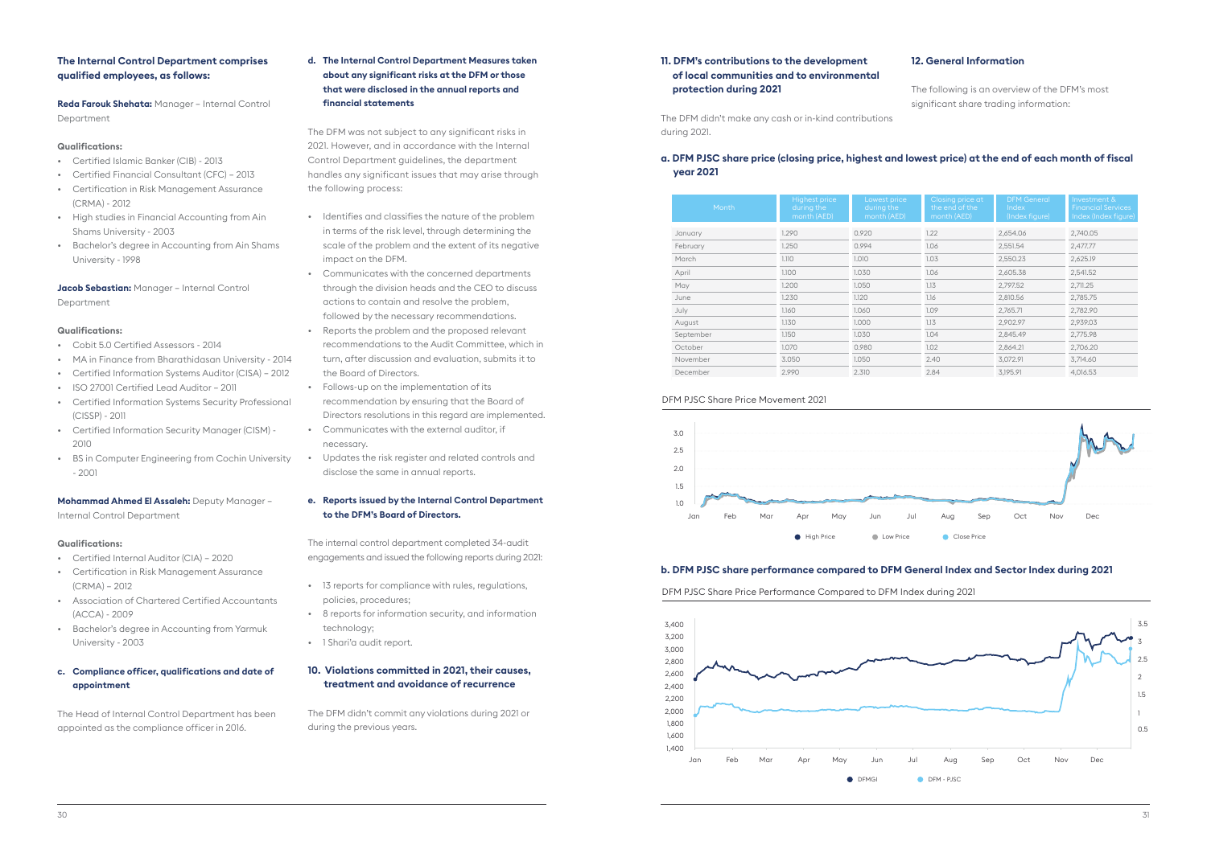### The Internal Control Department comprises qualified employees, as follows:

**Reda Farouk Shehata:** Manager – Internal Control Department

**Qualifications:**

- Certified Islamic Banker (CIB) - 2013
- Certified Financial Consultant (CFC) – 2013
- Certification in Risk Management Assurance (CRMA) - 2012
- High studies in Financial Accounting from Ain Shams University - 2003
- Bachelor's degree in Accounting from Ain Shams University - 1998

**Jacob Sebastian:** Manager – Internal Control Department

**Qualifications:**

- Cobit 5.0 Certified Assessors - 2014
- MA in Finance from Bharathidasan University - 2014
- Certified Information Systems Auditor (CISA) – 2012
- ISO 27001 Certified Lead Auditor – 2011
- Certified Information Systems Security Professional (CISSP) - 2011
- Certified Information Security Manager (CISM) - 2010
- BS in Computer Engineering from Cochin University - 2001

**Mohammad Ahmed El Assaleh:** Deputy Manager – Internal Control Department

**Qualifications:**

- Certified Internal Auditor (CIA) – 2020
- Certification in Risk Management Assurance (CRMA) – 2012
- Association of Chartered Certified Accountants (ACCA) - 2009
- Bachelor's degree in Accounting from Yarmuk University - 2003

### c. Compliance officer, qualifications and date of appointment

The Head of Internal Control Department has been appointed as the compliance officer in 2016.

### d. The Internal Control Department Measures taken about any significant risks at the DFM or those that were disclosed in the annual reports and financial statements

The DFM was not subject to any significant risks in 2021. However, and in accordance with the Internal Control Department guidelines, the department handles any significant issues that may arise through the following process:

- Identifies and classifies the nature of the problem in terms of the risk level, through determining the scale of the problem and the extent of its negative impact on the DFM.
- Communicates with the concerned departments through the division heads and the CEO to discuss actions to contain and resolve the problem, followed by the necessary recommendations.
- Reports the problem and the proposed relevant recommendations to the Audit Committee, which in turn, after discussion and evaluation, submits it to the Board of Directors.
- Follows-up on the implementation of its recommendation by ensuring that the Board of Directors resolutions in this regard are implemented.
- Communicates with the external auditor, if necessary.
- Updates the risk register and related controls and disclose the same in annual reports.

### e. Reports issued by the Internal Control Department to the DFM's Board of Directors.

The internal control department completed 34-audit engagements and issued the following reports during 2021:

- 13 reports for compliance with rules, regulations, policies, procedures;
- 8 reports for information security, and information technology;
- 1 Shari'a audit report.

## 10. Violations committed in 2021, their causes, treatment and avoidance of recurrence

The DFM didn't commit any violations during 2021 or during the previous years.

## 11. DFM's contributions to the development of local communities and to environmental protection during 2021

The DFM didn't make any cash or in-kind contributions during 2021.

## 12. General Information

The following is an overview of the DFM's most significant share trading information:

### a. DFM PJSC share price (closing price, highest and lowest price) at the end of each month of fiscal year 2021

| Month | Highest price during the month (AED) | Lowest price during the month (AED) | Closing price at the end of the month (AED) | DFM General Index (Index figure) | Investment & Financial Services Index (Index figure) |
|---|---|---|---|---|---|
| January | 1.290 | 0.920 | 1.22 | 2,654.06 | 2,740.05 |
| February | 1.250 | 0.994 | 1.06 | 2,551.54 | 2,477.77 |
| March | 1.110 | 1.010 | 1.03 | 2,550.23 | 2,625.19 |
| April | 1.100 | 1.030 | 1.06 | 2,605.38 | 2,541.52 |
| May | 1.200 | 1.050 | 1.13 | 2,797.52 | 2,711.25 |
| June | 1.230 | 1.120 | 1.16 | 2,810.56 | 2,785.75 |
| July | 1.160 | 1.060 | 1.09 | 2,765.71 | 2,782.90 |
| August | 1.130 | 1.000 | 1.13 | 2,902.97 | 2,939.03 |
| September | 1.150 | 1.030 | 1.04 | 2,845.49 | 2,775.98 |
| October | 1.070 | 0.980 | 1.02 | 2,864.21 | 2,706.20 |
| November | 3.050 | 1.050 | 2.40 | 3,072.91 | 3,714.60 |
| December | 2.990 | 2.310 | 2.84 | 3,195.91 | 4,016.53 |

DFM PJSC Share Price Movement 2021

### b. DFM PJSC share performance compared to DFM General Index and Sector Index during 2021

DFM PJSC Share Price Performance Compared to DFM Index during 2021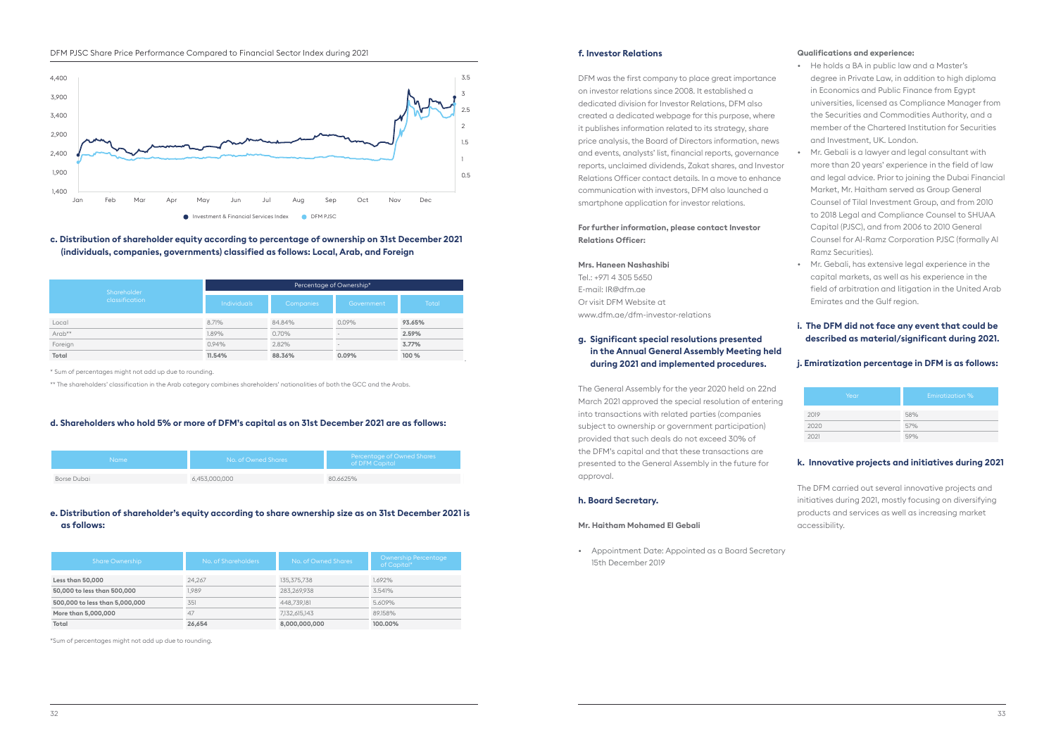DFM PJSC Share Price Performance Compared to Financial Sector Index during 2021

4,400
3,900
3,400
2,900
2,400
1,900
1,400

3.5
3
2.5
2
1.5
1
0.5

Jan Feb Mar Apr May Jun Jul Aug Sep Oct Nov Dec

● Investment & Financial Services Index ● DFM PJSC

### c. Distribution of shareholder equity according to percentage of ownership on 31st December 2021 (individuals, companies, governments) classified as follows: Local, Arab, and Foreign

| Shareholder classification | Percentage of Ownership* | | | |
|---|---|---|---|---|
| | Individuals | Companies | Government | Total |
| Local | 8.71% | 84.84% | 0.09% | **93.65%** |
| Arab** | 1.89% | 0.70% | - | **2.59%** |
| Foreign | 0.94% | 2.82% | - | **3.77%** |
| **Total** | **11.54%** | **88.36%** | **0.09%** | **100 %** |

\* Sum of percentages might not add up due to rounding.

** The shareholders' classification in the Arab category combines shareholders' nationalities of both the GCC and the Arabs.

### d. Shareholders who hold 5% or more of DFM's capital as on 31st December 2021 are as follows:

| Name | No. of Owned Shares | Percentage of Owned Shares of DFM Capital |
|---|---|---|
| Borse Dubai | 6,453,000,000 | 80.6625% |

### e. Distribution of shareholder's equity according to share ownership size as on 31st December 2021 is as follows:

| Share Ownership | No. of Shareholders | No. of Owned Shares | Ownership Percentage of Capital* |
|---|---|---|---|
| **Less than 50,000** | 24,267 | 135,375,738 | 1.692% |
| **50,000 to less than 500,000** | 1,989 | 283,269,938 | 3.541% |
| **500,000 to less than 5,000,000** | 351 | 448,739,181 | 5.609% |
| **More than 5,000,000** | 47 | 7,132,615,143 | 89.158% |
| **Total** | **26,654** | **8,000,000,000** | **100.00%** |

*Sum of percentages might not add up due to rounding.

### f. Investor Relations

DFM was the first company to place great importance on investor relations since 2008. It established a dedicated division for Investor Relations, DFM also created a dedicated webpage for this purpose, where it publishes information related to its strategy, share price analysis, the Board of Directors information, news and events, analysts' list, financial reports, governance reports, unclaimed dividends, Zakat shares, and Investor Relations Officer contact details. In a move to enhance communication with investors, DFM also launched a smartphone application for investor relations.

**For further information, please contact Investor Relations Officer:**

**Mrs. Haneen Nashashibi**
Tel.: +971 4 305 5650
E-mail: IR@dfm.ae
Or visit DFM Website at
www.dfm.ae/dfm-investor-relations

### g. Significant special resolutions presented in the Annual General Assembly Meeting held during 2021 and implemented procedures.

The General Assembly for the year 2020 held on 22nd March 2021 approved the special resolution of entering into transactions with related parties (companies subject to ownership or government participation) provided that such deals do not exceed 30% of the DFM's capital and that these transactions are presented to the General Assembly in the future for approval.

### h. Board Secretary.

**Mr. Haitham Mohamed El Gebali**

- Appointment Date: Appointed as a Board Secretary 15th December 2019

**Qualifications and experience:**

- He holds a BA in public law and a Master's degree in Private Law, in addition to high diploma in Economics and Public Finance from Egypt universities, licensed as Compliance Manager from the Securities and Commodities Authority, and a member of the Chartered Institution for Securities and Investment, UK. London.
- Mr. Gebali is a lawyer and legal consultant with more than 20 years' experience in the field of law and legal advice. Prior to joining the Dubai Financial Market, Mr. Haitham served as Group General Counsel of Tilal Investment Group, and from 2010 to 2018 Legal and Compliance Counsel to SHUAA Capital (PJSC), and from 2006 to 2010 General Counsel for Al-Ramz Corporation PJSC (formally Al Ramz Securities).
- Mr. Gebali, has extensive legal experience in the capital markets, as well as his experience in the field of arbitration and litigation in the United Arab Emirates and the Gulf region.

### i. The DFM did not face any event that could be described as material/significant during 2021.

### j. Emiratization percentage in DFM is as follows:

| Year | Emiratization % |
|---|---|
| 2019 | 58% |
| 2020 | 57% |
| 2021 | 59% |

### k. Innovative projects and initiatives during 2021

The DFM carried out several innovative projects and initiatives during 2021, mostly focusing on diversifying products and services as well as increasing market accessibility.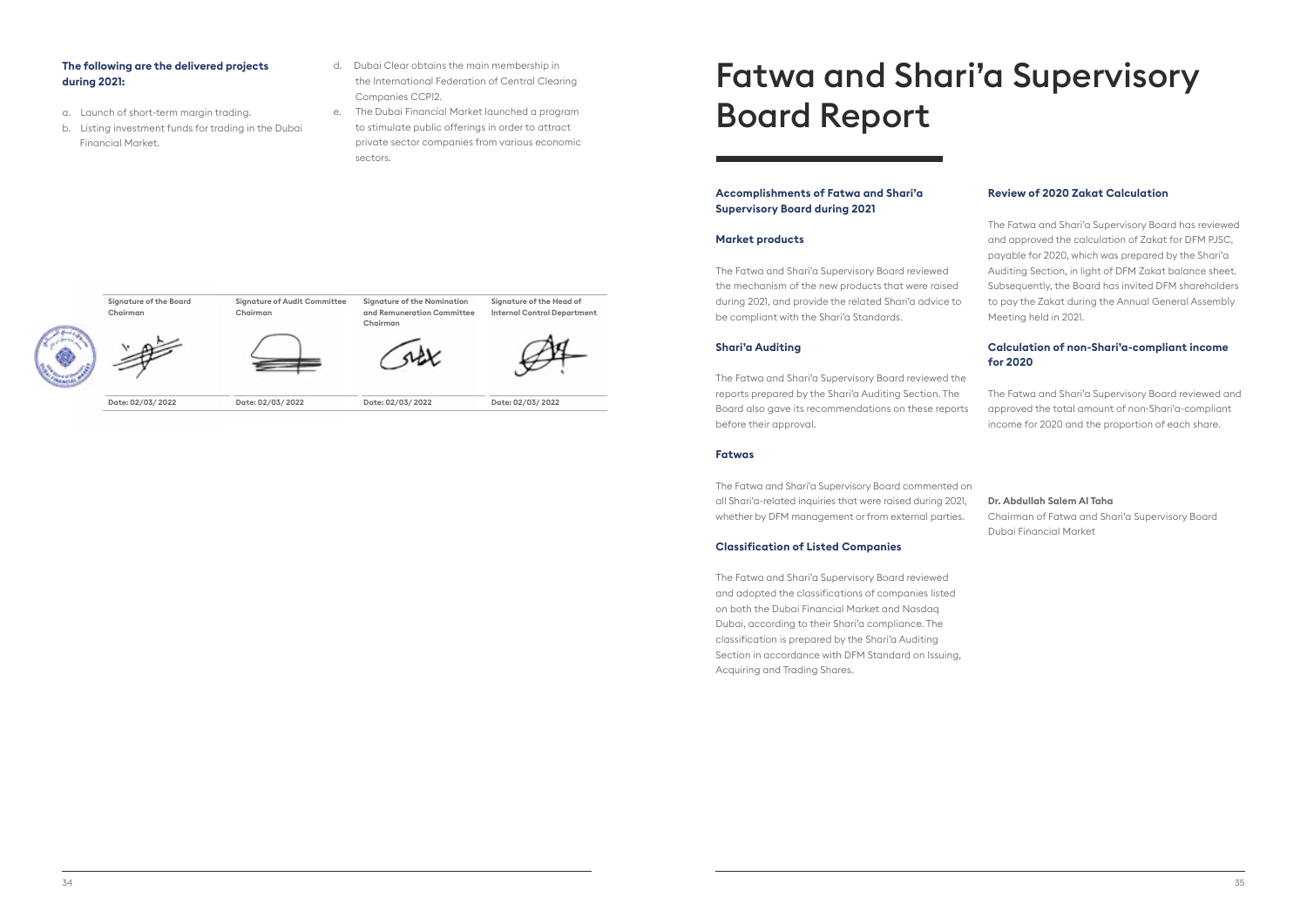**The following are the delivered projects during 2021:**

a. Launch of short-term margin trading.
b. Listing investment funds for trading in the Dubai Financial Market.
d. Dubai Clear obtains the main membership in the International Federation of Central Clearing Companies CCP12.
e. The Dubai Financial Market launched a program to stimulate public offerings in order to attract private sector companies from various economic sectors.

| Signature of the Board Chairman | Signature of Audit Committee Chairman | Signature of the Nomination and Remuneration Committee Chairman | Signature of the Head of Internal Control Department |
|---|---|---|---|
| | | | |
| Date: 02/03/ 2022 | Date: 02/03/ 2022 | Date: 02/03/ 2022 | Date: 02/03/ 2022 |

# Fatwa and Shari'a Supervisory Board Report

## Accomplishments of Fatwa and Shari'a Supervisory Board during 2021

### Market products

The Fatwa and Shari'a Supervisory Board reviewed the mechanism of the new products that were raised during 2021, and provide the related Shari'a advice to be compliant with the Shari'a Standards.

### Shari'a Auditing

The Fatwa and Shari'a Supervisory Board reviewed the reports prepared by the Shari'a Auditing Section. The Board also gave its recommendations on these reports before their approval.

### Fatwas

The Fatwa and Shari'a Supervisory Board commented on all Shari'a-related inquiries that were raised during 2021, whether by DFM management or from external parties.

### Classification of Listed Companies

The Fatwa and Shari'a Supervisory Board reviewed and adopted the classifications of companies listed on both the Dubai Financial Market and Nasdaq Dubai, according to their Shari'a compliance. The classification is prepared by the Shari'a Auditing Section in accordance with DFM Standard on Issuing, Acquiring and Trading Shares.

### Review of 2020 Zakat Calculation

The Fatwa and Shari'a Supervisory Board has reviewed and approved the calculation of Zakat for DFM PJSC, payable for 2020, which was prepared by the Shari'a Auditing Section, in light of DFM Zakat balance sheet. Subsequently, the Board has invited DFM shareholders to pay the Zakat during the Annual General Assembly Meeting held in 2021.

### Calculation of non-Shari'a-compliant income for 2020

The Fatwa and Shari'a Supervisory Board reviewed and approved the total amount of non-Shari'a-compliant income for 2020 and the proportion of each share.

**Dr. Abdullah Salem Al Taha**
Chairman of Fatwa and Shari'a Supervisory Board
Dubai Financial Market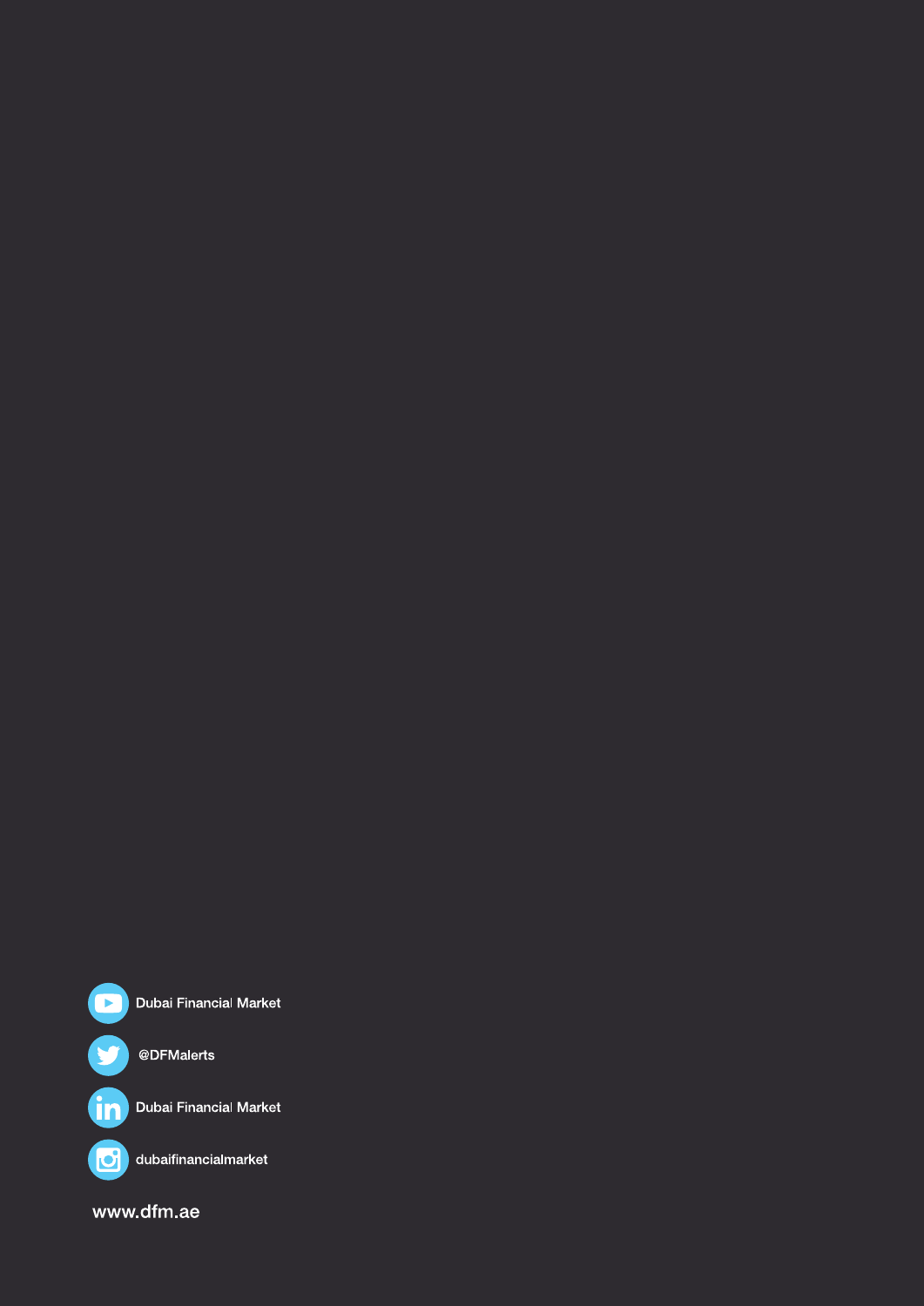Dubai Financial Market

@DFMalerts

Dubai Financial Market

dubaifinancialmarket

www.dfm.ae